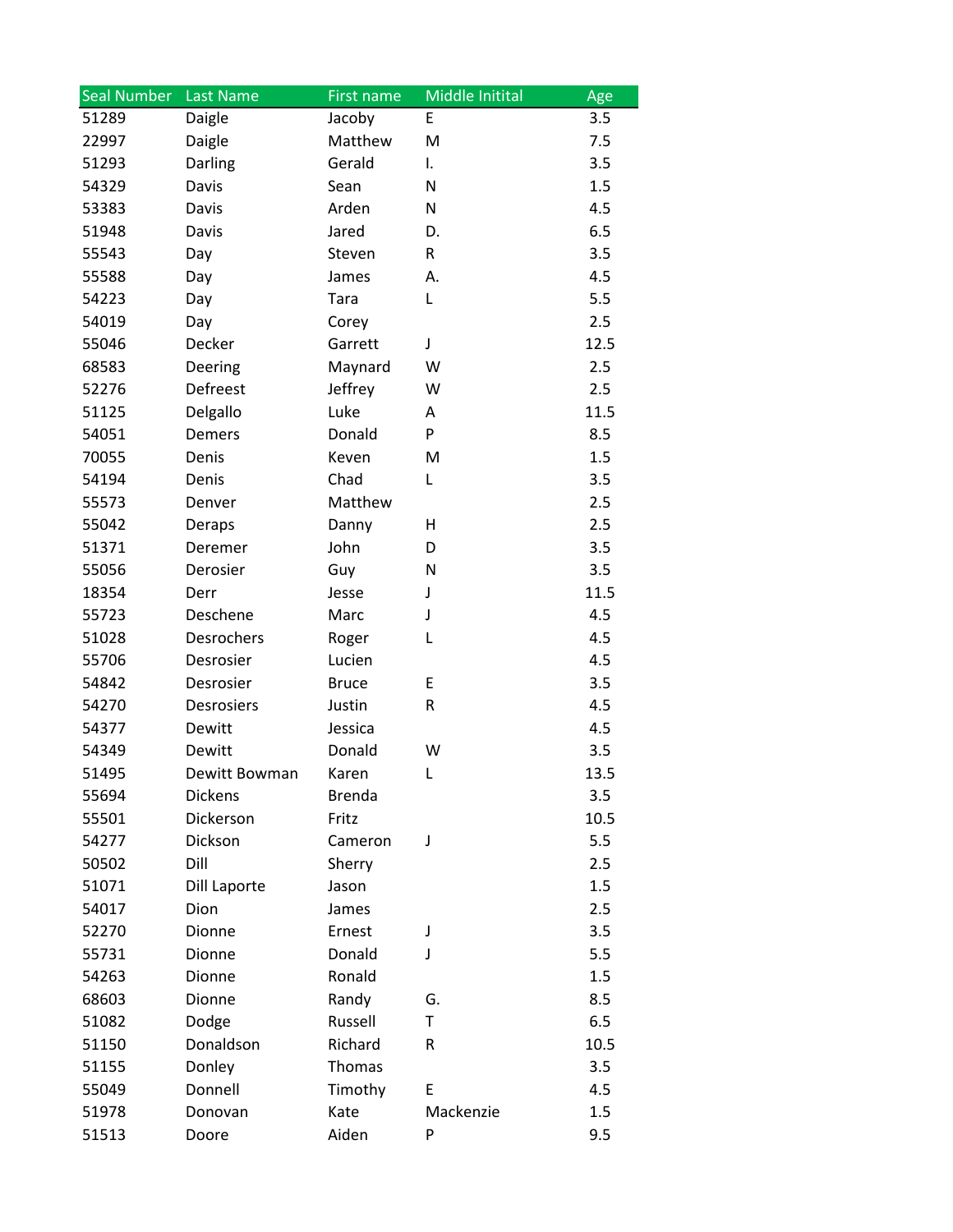| Seal Number | Last Name | First name | Middle Initital | Age |
|---|---|---|---|---|
| 51289 | Daigle | Jacoby | E | 3.5 |
| 22997 | Daigle | Matthew | M | 7.5 |
| 51293 | Darling | Gerald | I. | 3.5 |
| 54329 | Davis | Sean | N | 1.5 |
| 53383 | Davis | Arden | N | 4.5 |
| 51948 | Davis | Jared | D. | 6.5 |
| 55543 | Day | Steven | R | 3.5 |
| 55588 | Day | James | A. | 4.5 |
| 54223 | Day | Tara | L | 5.5 |
| 54019 | Day | Corey | | 2.5 |
| 55046 | Decker | Garrett | J | 12.5 |
| 68583 | Deering | Maynard | W | 2.5 |
| 52276 | Defreest | Jeffrey | W | 2.5 |
| 51125 | Delgallo | Luke | A | 11.5 |
| 54051 | Demers | Donald | P | 8.5 |
| 70055 | Denis | Keven | M | 1.5 |
| 54194 | Denis | Chad | L | 3.5 |
| 55573 | Denver | Matthew | | 2.5 |
| 55042 | Deraps | Danny | H | 2.5 |
| 51371 | Deremer | John | D | 3.5 |
| 55056 | Derosier | Guy | N | 3.5 |
| 18354 | Derr | Jesse | J | 11.5 |
| 55723 | Deschene | Marc | J | 4.5 |
| 51028 | Desrochers | Roger | L | 4.5 |
| 55706 | Desrosier | Lucien | | 4.5 |
| 54842 | Desrosier | Bruce | E | 3.5 |
| 54270 | Desrosiers | Justin | R | 4.5 |
| 54377 | Dewitt | Jessica | | 4.5 |
| 54349 | Dewitt | Donald | W | 3.5 |
| 51495 | Dewitt Bowman | Karen | L | 13.5 |
| 55694 | Dickens | Brenda | | 3.5 |
| 55501 | Dickerson | Fritz | | 10.5 |
| 54277 | Dickson | Cameron | J | 5.5 |
| 50502 | Dill | Sherry | | 2.5 |
| 51071 | Dill Laporte | Jason | | 1.5 |
| 54017 | Dion | James | | 2.5 |
| 52270 | Dionne | Ernest | J | 3.5 |
| 55731 | Dionne | Donald | J | 5.5 |
| 54263 | Dionne | Ronald | | 1.5 |
| 68603 | Dionne | Randy | G. | 8.5 |
| 51082 | Dodge | Russell | T | 6.5 |
| 51150 | Donaldson | Richard | R | 10.5 |
| 51155 | Donley | Thomas | | 3.5 |
| 55049 | Donnell | Timothy | E | 4.5 |
| 51978 | Donovan | Kate | Mackenzie | 1.5 |
| 51513 | Doore | Aiden | P | 9.5 |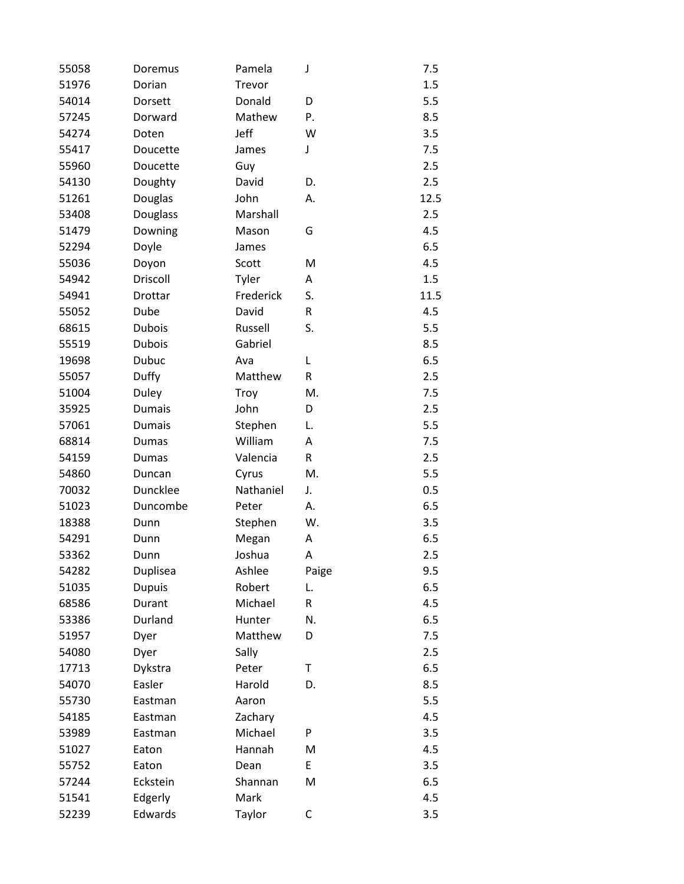| | | | | |
|---|---|---|---|---|
| 55058 | Doremus | Pamela | J | 7.5 |
| 51976 | Dorian | Trevor | | 1.5 |
| 54014 | Dorsett | Donald | D | 5.5 |
| 57245 | Dorward | Mathew | P. | 8.5 |
| 54274 | Doten | Jeff | W | 3.5 |
| 55417 | Doucette | James | J | 7.5 |
| 55960 | Doucette | Guy | | 2.5 |
| 54130 | Doughty | David | D. | 2.5 |
| 51261 | Douglas | John | A. | 12.5 |
| 53408 | Douglass | Marshall | | 2.5 |
| 51479 | Downing | Mason | G | 4.5 |
| 52294 | Doyle | James | | 6.5 |
| 55036 | Doyon | Scott | M | 4.5 |
| 54942 | Driscoll | Tyler | A | 1.5 |
| 54941 | Drottar | Frederick | S. | 11.5 |
| 55052 | Dube | David | R | 4.5 |
| 68615 | Dubois | Russell | S. | 5.5 |
| 55519 | Dubois | Gabriel | | 8.5 |
| 19698 | Dubuc | Ava | L | 6.5 |
| 55057 | Duffy | Matthew | R | 2.5 |
| 51004 | Duley | Troy | M. | 7.5 |
| 35925 | Dumais | John | D | 2.5 |
| 57061 | Dumais | Stephen | L. | 5.5 |
| 68814 | Dumas | William | A | 7.5 |
| 54159 | Dumas | Valencia | R | 2.5 |
| 54860 | Duncan | Cyrus | M. | 5.5 |
| 70032 | Duncklee | Nathaniel | J. | 0.5 |
| 51023 | Duncombe | Peter | A. | 6.5 |
| 18388 | Dunn | Stephen | W. | 3.5 |
| 54291 | Dunn | Megan | A | 6.5 |
| 53362 | Dunn | Joshua | A | 2.5 |
| 54282 | Duplisea | Ashlee | Paige | 9.5 |
| 51035 | Dupuis | Robert | L. | 6.5 |
| 68586 | Durant | Michael | R | 4.5 |
| 53386 | Durland | Hunter | N. | 6.5 |
| 51957 | Dyer | Matthew | D | 7.5 |
| 54080 | Dyer | Sally | | 2.5 |
| 17713 | Dykstra | Peter | T | 6.5 |
| 54070 | Easler | Harold | D. | 8.5 |
| 55730 | Eastman | Aaron | | 5.5 |
| 54185 | Eastman | Zachary | | 4.5 |
| 53989 | Eastman | Michael | P | 3.5 |
| 51027 | Eaton | Hannah | M | 4.5 |
| 55752 | Eaton | Dean | E | 3.5 |
| 57244 | Eckstein | Shannan | M | 6.5 |
| 51541 | Edgerly | Mark | | 4.5 |
| 52239 | Edwards | Taylor | C | 3.5 |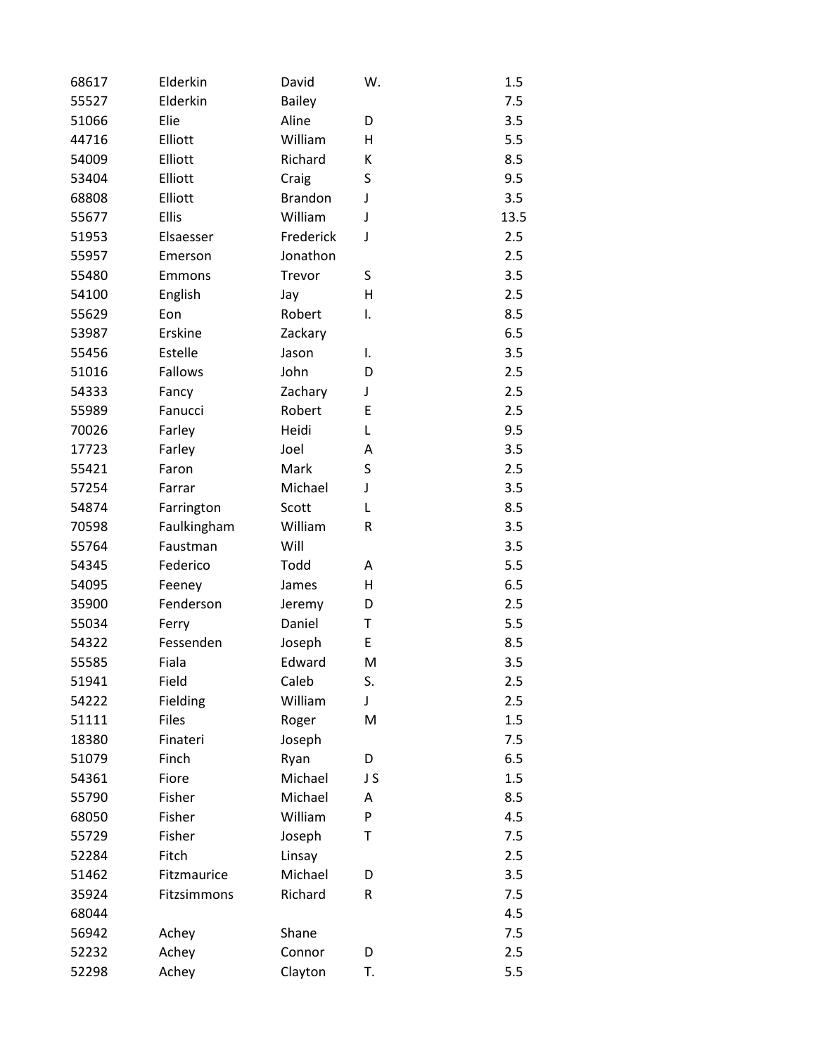| | | | | |
|---|---|---|---|---|
| 68617 | Elderkin | David | W. | 1.5 |
| 55527 | Elderkin | Bailey | | 7.5 |
| 51066 | Elie | Aline | D | 3.5 |
| 44716 | Elliott | William | H | 5.5 |
| 54009 | Elliott | Richard | K | 8.5 |
| 53404 | Elliott | Craig | S | 9.5 |
| 68808 | Elliott | Brandon | J | 3.5 |
| 55677 | Ellis | William | J | 13.5 |
| 51953 | Elsaesser | Frederick | J | 2.5 |
| 55957 | Emerson | Jonathon | | 2.5 |
| 55480 | Emmons | Trevor | S | 3.5 |
| 54100 | English | Jay | H | 2.5 |
| 55629 | Eon | Robert | I. | 8.5 |
| 53987 | Erskine | Zackary | | 6.5 |
| 55456 | Estelle | Jason | I. | 3.5 |
| 51016 | Fallows | John | D | 2.5 |
| 54333 | Fancy | Zachary | J | 2.5 |
| 55989 | Fanucci | Robert | E | 2.5 |
| 70026 | Farley | Heidi | L | 9.5 |
| 17723 | Farley | Joel | A | 3.5 |
| 55421 | Faron | Mark | S | 2.5 |
| 57254 | Farrar | Michael | J | 3.5 |
| 54874 | Farrington | Scott | L | 8.5 |
| 70598 | Faulkingham | William | R | 3.5 |
| 55764 | Faustman | Will | | 3.5 |
| 54345 | Federico | Todd | A | 5.5 |
| 54095 | Feeney | James | H | 6.5 |
| 35900 | Fenderson | Jeremy | D | 2.5 |
| 55034 | Ferry | Daniel | T | 5.5 |
| 54322 | Fessenden | Joseph | E | 8.5 |
| 55585 | Fiala | Edward | M | 3.5 |
| 51941 | Field | Caleb | S. | 2.5 |
| 54222 | Fielding | William | J | 2.5 |
| 51111 | Files | Roger | M | 1.5 |
| 18380 | Finateri | Joseph | | 7.5 |
| 51079 | Finch | Ryan | D | 6.5 |
| 54361 | Fiore | Michael | J S | 1.5 |
| 55790 | Fisher | Michael | A | 8.5 |
| 68050 | Fisher | William | P | 4.5 |
| 55729 | Fisher | Joseph | T | 7.5 |
| 52284 | Fitch | Linsay | | 2.5 |
| 51462 | Fitzmaurice | Michael | D | 3.5 |
| 35924 | Fitzsimmons | Richard | R | 7.5 |
| 68044 | | | | 4.5 |
| 56942 | Achey | Shane | | 7.5 |
| 52232 | Achey | Connor | D | 2.5 |
| 52298 | Achey | Clayton | T. | 5.5 |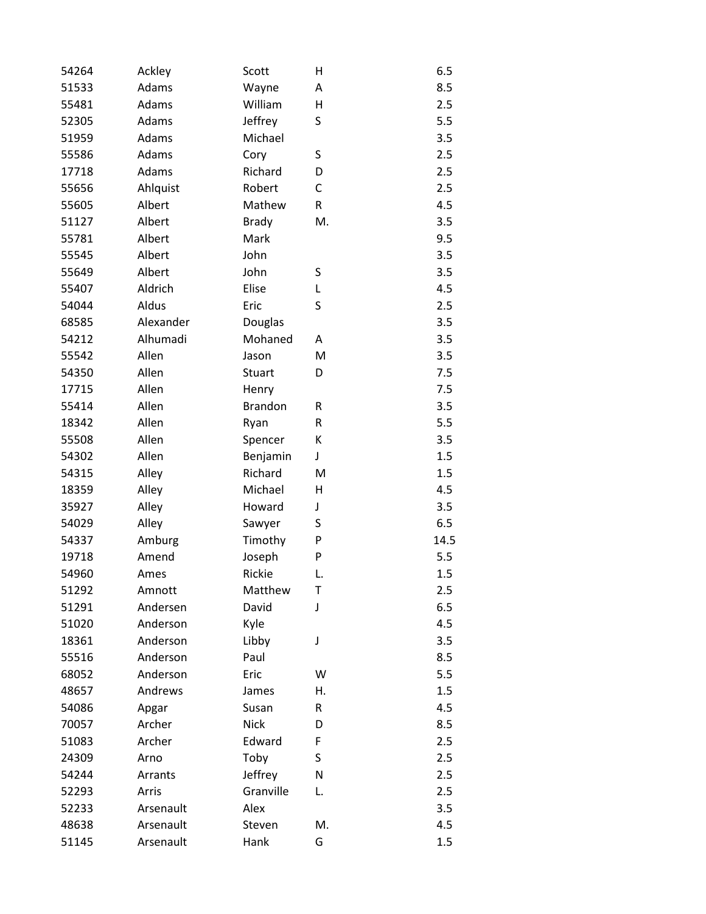| | | | | |
|---|---|---|---|---|
| 54264 | Ackley | Scott | H | 6.5 |
| 51533 | Adams | Wayne | A | 8.5 |
| 55481 | Adams | William | H | 2.5 |
| 52305 | Adams | Jeffrey | S | 5.5 |
| 51959 | Adams | Michael | | 3.5 |
| 55586 | Adams | Cory | S | 2.5 |
| 17718 | Adams | Richard | D | 2.5 |
| 55656 | Ahlquist | Robert | C | 2.5 |
| 55605 | Albert | Mathew | R | 4.5 |
| 51127 | Albert | Brady | M. | 3.5 |
| 55781 | Albert | Mark | | 9.5 |
| 55545 | Albert | John | | 3.5 |
| 55649 | Albert | John | S | 3.5 |
| 55407 | Aldrich | Elise | L | 4.5 |
| 54044 | Aldus | Eric | S | 2.5 |
| 68585 | Alexander | Douglas | | 3.5 |
| 54212 | Alhumadi | Mohaned | A | 3.5 |
| 55542 | Allen | Jason | M | 3.5 |
| 54350 | Allen | Stuart | D | 7.5 |
| 17715 | Allen | Henry | | 7.5 |
| 55414 | Allen | Brandon | R | 3.5 |
| 18342 | Allen | Ryan | R | 5.5 |
| 55508 | Allen | Spencer | K | 3.5 |
| 54302 | Allen | Benjamin | J | 1.5 |
| 54315 | Alley | Richard | M | 1.5 |
| 18359 | Alley | Michael | H | 4.5 |
| 35927 | Alley | Howard | J | 3.5 |
| 54029 | Alley | Sawyer | S | 6.5 |
| 54337 | Amburg | Timothy | P | 14.5 |
| 19718 | Amend | Joseph | P | 5.5 |
| 54960 | Ames | Rickie | L. | 1.5 |
| 51292 | Amnott | Matthew | T | 2.5 |
| 51291 | Andersen | David | J | 6.5 |
| 51020 | Anderson | Kyle | | 4.5 |
| 18361 | Anderson | Libby | J | 3.5 |
| 55516 | Anderson | Paul | | 8.5 |
| 68052 | Anderson | Eric | W | 5.5 |
| 48657 | Andrews | James | H. | 1.5 |
| 54086 | Apgar | Susan | R | 4.5 |
| 70057 | Archer | Nick | D | 8.5 |
| 51083 | Archer | Edward | F | 2.5 |
| 24309 | Arno | Toby | S | 2.5 |
| 54244 | Arrants | Jeffrey | N | 2.5 |
| 52293 | Arris | Granville | L. | 2.5 |
| 52233 | Arsenault | Alex | | 3.5 |
| 48638 | Arsenault | Steven | M. | 4.5 |
| 51145 | Arsenault | Hank | G | 1.5 |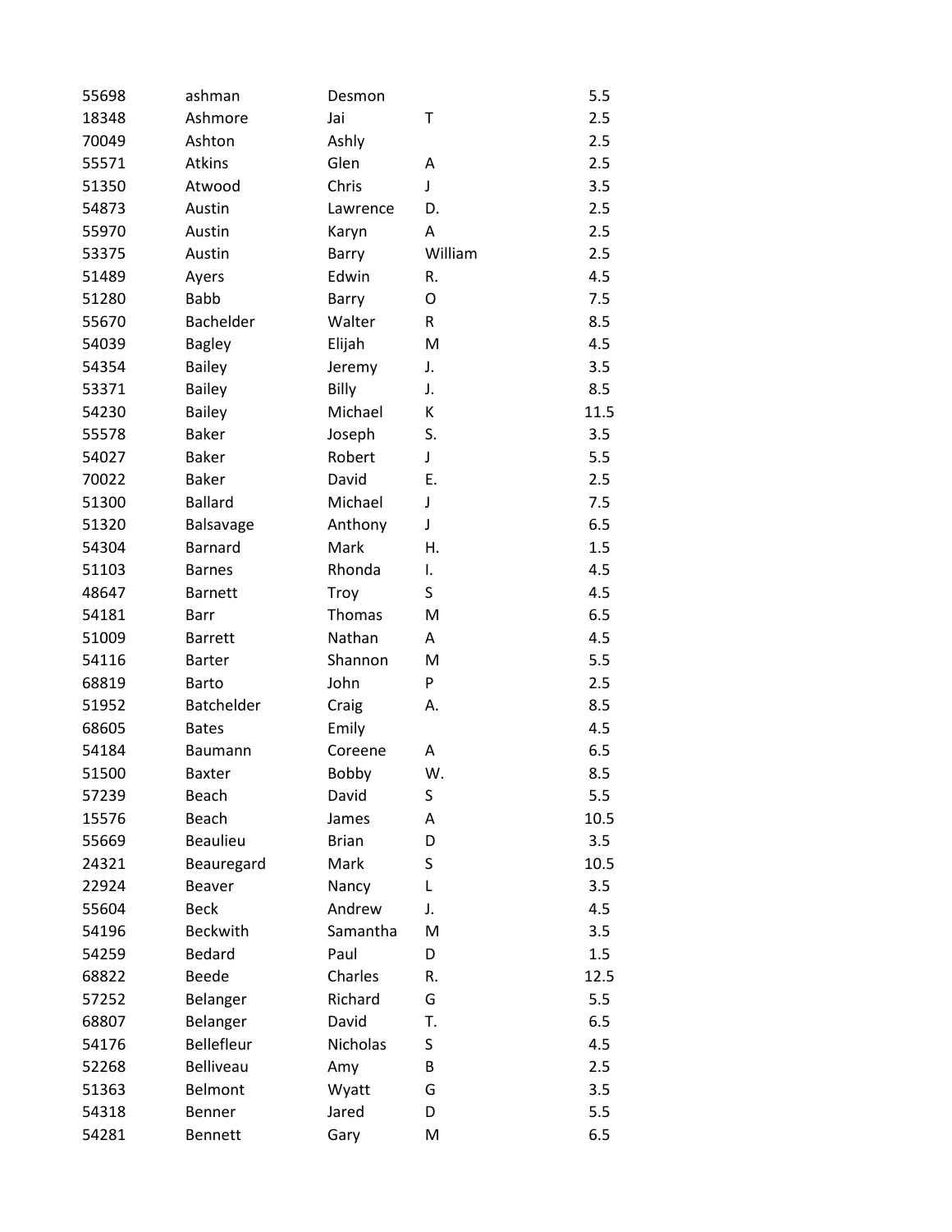| | | | | |
|---|---|---|---|---|
| 55698 | ashman | Desmon | | 5.5 |
| 18348 | Ashmore | Jai | T | 2.5 |
| 70049 | Ashton | Ashly | | 2.5 |
| 55571 | Atkins | Glen | A | 2.5 |
| 51350 | Atwood | Chris | J | 3.5 |
| 54873 | Austin | Lawrence | D. | 2.5 |
| 55970 | Austin | Karyn | A | 2.5 |
| 53375 | Austin | Barry | William | 2.5 |
| 51489 | Ayers | Edwin | R. | 4.5 |
| 51280 | Babb | Barry | O | 7.5 |
| 55670 | Bachelder | Walter | R | 8.5 |
| 54039 | Bagley | Elijah | M | 4.5 |
| 54354 | Bailey | Jeremy | J. | 3.5 |
| 53371 | Bailey | Billy | J. | 8.5 |
| 54230 | Bailey | Michael | K | 11.5 |
| 55578 | Baker | Joseph | S. | 3.5 |
| 54027 | Baker | Robert | J | 5.5 |
| 70022 | Baker | David | E. | 2.5 |
| 51300 | Ballard | Michael | J | 7.5 |
| 51320 | Balsavage | Anthony | J | 6.5 |
| 54304 | Barnard | Mark | H. | 1.5 |
| 51103 | Barnes | Rhonda | I. | 4.5 |
| 48647 | Barnett | Troy | S | 4.5 |
| 54181 | Barr | Thomas | M | 6.5 |
| 51009 | Barrett | Nathan | A | 4.5 |
| 54116 | Barter | Shannon | M | 5.5 |
| 68819 | Barto | John | P | 2.5 |
| 51952 | Batchelder | Craig | A. | 8.5 |
| 68605 | Bates | Emily | | 4.5 |
| 54184 | Baumann | Coreene | A | 6.5 |
| 51500 | Baxter | Bobby | W. | 8.5 |
| 57239 | Beach | David | S | 5.5 |
| 15576 | Beach | James | A | 10.5 |
| 55669 | Beaulieu | Brian | D | 3.5 |
| 24321 | Beauregard | Mark | S | 10.5 |
| 22924 | Beaver | Nancy | L | 3.5 |
| 55604 | Beck | Andrew | J. | 4.5 |
| 54196 | Beckwith | Samantha | M | 3.5 |
| 54259 | Bedard | Paul | D | 1.5 |
| 68822 | Beede | Charles | R. | 12.5 |
| 57252 | Belanger | Richard | G | 5.5 |
| 68807 | Belanger | David | T. | 6.5 |
| 54176 | Bellefleur | Nicholas | S | 4.5 |
| 52268 | Belliveau | Amy | B | 2.5 |
| 51363 | Belmont | Wyatt | G | 3.5 |
| 54318 | Benner | Jared | D | 5.5 |
| 54281 | Bennett | Gary | M | 6.5 |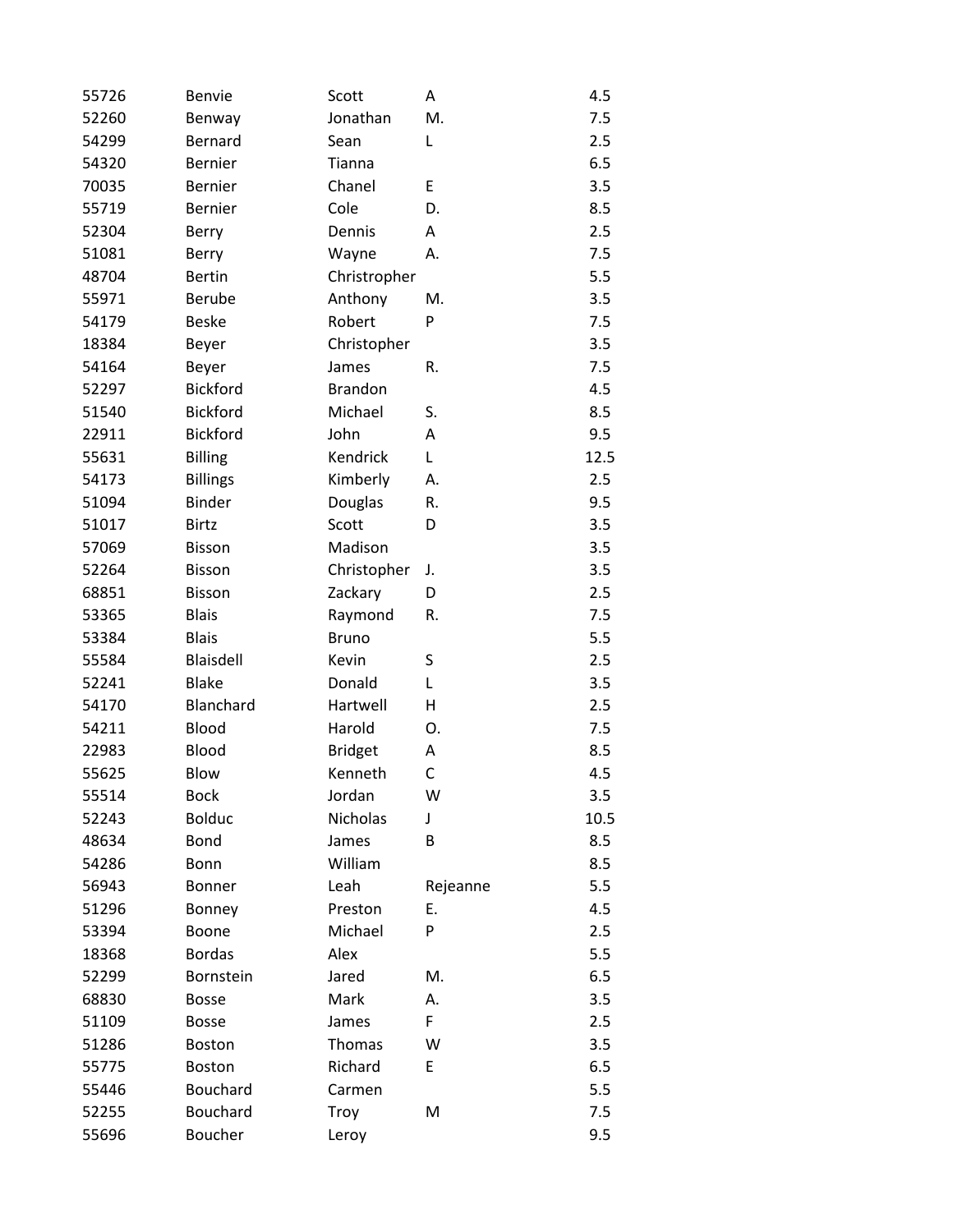| | | | | |
|---|---|---|---|---|
| 55726 | Benvie | Scott | A | 4.5 |
| 52260 | Benway | Jonathan | M. | 7.5 |
| 54299 | Bernard | Sean | L | 2.5 |
| 54320 | Bernier | Tianna | | 6.5 |
| 70035 | Bernier | Chanel | E | 3.5 |
| 55719 | Bernier | Cole | D. | 8.5 |
| 52304 | Berry | Dennis | A | 2.5 |
| 51081 | Berry | Wayne | A. | 7.5 |
| 48704 | Bertin | Christropher | | 5.5 |
| 55971 | Berube | Anthony | M. | 3.5 |
| 54179 | Beske | Robert | P | 7.5 |
| 18384 | Beyer | Christopher | | 3.5 |
| 54164 | Beyer | James | R. | 7.5 |
| 52297 | Bickford | Brandon | | 4.5 |
| 51540 | Bickford | Michael | S. | 8.5 |
| 22911 | Bickford | John | A | 9.5 |
| 55631 | Billing | Kendrick | L | 12.5 |
| 54173 | Billings | Kimberly | A. | 2.5 |
| 51094 | Binder | Douglas | R. | 9.5 |
| 51017 | Birtz | Scott | D | 3.5 |
| 57069 | Bisson | Madison | | 3.5 |
| 52264 | Bisson | Christopher | J. | 3.5 |
| 68851 | Bisson | Zackary | D | 2.5 |
| 53365 | Blais | Raymond | R. | 7.5 |
| 53384 | Blais | Bruno | | 5.5 |
| 55584 | Blaisdell | Kevin | S | 2.5 |
| 52241 | Blake | Donald | L | 3.5 |
| 54170 | Blanchard | Hartwell | H | 2.5 |
| 54211 | Blood | Harold | O. | 7.5 |
| 22983 | Blood | Bridget | A | 8.5 |
| 55625 | Blow | Kenneth | C | 4.5 |
| 55514 | Bock | Jordan | W | 3.5 |
| 52243 | Bolduc | Nicholas | J | 10.5 |
| 48634 | Bond | James | B | 8.5 |
| 54286 | Bonn | William | | 8.5 |
| 56943 | Bonner | Leah | Rejeanne | 5.5 |
| 51296 | Bonney | Preston | E. | 4.5 |
| 53394 | Boone | Michael | P | 2.5 |
| 18368 | Bordas | Alex | | 5.5 |
| 52299 | Bornstein | Jared | M. | 6.5 |
| 68830 | Bosse | Mark | A. | 3.5 |
| 51109 | Bosse | James | F | 2.5 |
| 51286 | Boston | Thomas | W | 3.5 |
| 55775 | Boston | Richard | E | 6.5 |
| 55446 | Bouchard | Carmen | | 5.5 |
| 52255 | Bouchard | Troy | M | 7.5 |
| 55696 | Boucher | Leroy | | 9.5 |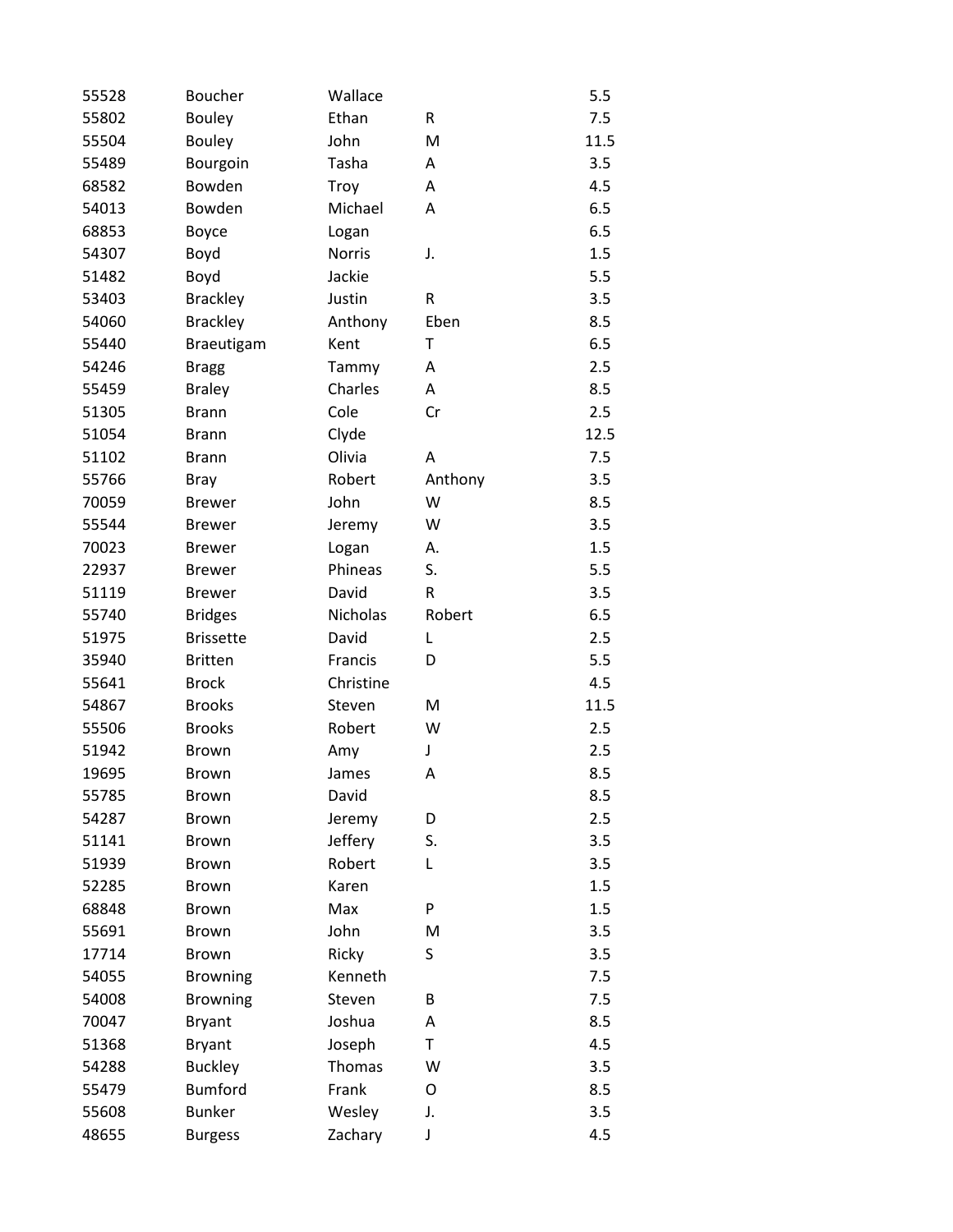| | | | | |
|---|---|---|---|---|
| 55528 | Boucher | Wallace | | 5.5 |
| 55802 | Bouley | Ethan | R | 7.5 |
| 55504 | Bouley | John | M | 11.5 |
| 55489 | Bourgoin | Tasha | A | 3.5 |
| 68582 | Bowden | Troy | A | 4.5 |
| 54013 | Bowden | Michael | A | 6.5 |
| 68853 | Boyce | Logan | | 6.5 |
| 54307 | Boyd | Norris | J. | 1.5 |
| 51482 | Boyd | Jackie | | 5.5 |
| 53403 | Brackley | Justin | R | 3.5 |
| 54060 | Brackley | Anthony | Eben | 8.5 |
| 55440 | Braeutigam | Kent | T | 6.5 |
| 54246 | Bragg | Tammy | A | 2.5 |
| 55459 | Braley | Charles | A | 8.5 |
| 51305 | Brann | Cole | Cr | 2.5 |
| 51054 | Brann | Clyde | | 12.5 |
| 51102 | Brann | Olivia | A | 7.5 |
| 55766 | Bray | Robert | Anthony | 3.5 |
| 70059 | Brewer | John | W | 8.5 |
| 55544 | Brewer | Jeremy | W | 3.5 |
| 70023 | Brewer | Logan | A. | 1.5 |
| 22937 | Brewer | Phineas | S. | 5.5 |
| 51119 | Brewer | David | R | 3.5 |
| 55740 | Bridges | Nicholas | Robert | 6.5 |
| 51975 | Brissette | David | L | 2.5 |
| 35940 | Britten | Francis | D | 5.5 |
| 55641 | Brock | Christine | | 4.5 |
| 54867 | Brooks | Steven | M | 11.5 |
| 55506 | Brooks | Robert | W | 2.5 |
| 51942 | Brown | Amy | J | 2.5 |
| 19695 | Brown | James | A | 8.5 |
| 55785 | Brown | David | | 8.5 |
| 54287 | Brown | Jeremy | D | 2.5 |
| 51141 | Brown | Jeffery | S. | 3.5 |
| 51939 | Brown | Robert | L | 3.5 |
| 52285 | Brown | Karen | | 1.5 |
| 68848 | Brown | Max | P | 1.5 |
| 55691 | Brown | John | M | 3.5 |
| 17714 | Brown | Ricky | S | 3.5 |
| 54055 | Browning | Kenneth | | 7.5 |
| 54008 | Browning | Steven | B | 7.5 |
| 70047 | Bryant | Joshua | A | 8.5 |
| 51368 | Bryant | Joseph | T | 4.5 |
| 54288 | Buckley | Thomas | W | 3.5 |
| 55479 | Bumford | Frank | O | 8.5 |
| 55608 | Bunker | Wesley | J. | 3.5 |
| 48655 | Burgess | Zachary | J | 4.5 |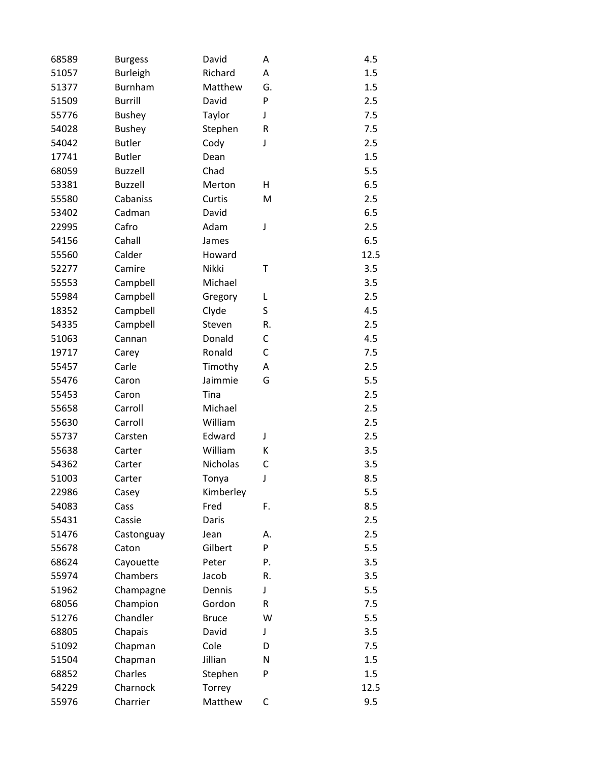| | | | | |
|---|---|---|---|---|
| 68589 | Burgess | David | A | 4.5 |
| 51057 | Burleigh | Richard | A | 1.5 |
| 51377 | Burnham | Matthew | G. | 1.5 |
| 51509 | Burrill | David | P | 2.5 |
| 55776 | Bushey | Taylor | J | 7.5 |
| 54028 | Bushey | Stephen | R | 7.5 |
| 54042 | Butler | Cody | J | 2.5 |
| 17741 | Butler | Dean | | 1.5 |
| 68059 | Buzzell | Chad | | 5.5 |
| 53381 | Buzzell | Merton | H | 6.5 |
| 55580 | Cabaniss | Curtis | M | 2.5 |
| 53402 | Cadman | David | | 6.5 |
| 22995 | Cafro | Adam | J | 2.5 |
| 54156 | Cahall | James | | 6.5 |
| 55560 | Calder | Howard | | 12.5 |
| 52277 | Camire | Nikki | T | 3.5 |
| 55553 | Campbell | Michael | | 3.5 |
| 55984 | Campbell | Gregory | L | 2.5 |
| 18352 | Campbell | Clyde | S | 4.5 |
| 54335 | Campbell | Steven | R. | 2.5 |
| 51063 | Cannan | Donald | C | 4.5 |
| 19717 | Carey | Ronald | C | 7.5 |
| 55457 | Carle | Timothy | A | 2.5 |
| 55476 | Caron | Jaimmie | G | 5.5 |
| 55453 | Caron | Tina | | 2.5 |
| 55658 | Carroll | Michael | | 2.5 |
| 55630 | Carroll | William | | 2.5 |
| 55737 | Carsten | Edward | J | 2.5 |
| 55638 | Carter | William | K | 3.5 |
| 54362 | Carter | Nicholas | C | 3.5 |
| 51003 | Carter | Tonya | J | 8.5 |
| 22986 | Casey | Kimberley | | 5.5 |
| 54083 | Cass | Fred | F. | 8.5 |
| 55431 | Cassie | Daris | | 2.5 |
| 51476 | Castonguay | Jean | A. | 2.5 |
| 55678 | Caton | Gilbert | P | 5.5 |
| 68624 | Cayouette | Peter | P. | 3.5 |
| 55974 | Chambers | Jacob | R. | 3.5 |
| 51962 | Champagne | Dennis | J | 5.5 |
| 68056 | Champion | Gordon | R | 7.5 |
| 51276 | Chandler | Bruce | W | 5.5 |
| 68805 | Chapais | David | J | 3.5 |
| 51092 | Chapman | Cole | D | 7.5 |
| 51504 | Chapman | Jillian | N | 1.5 |
| 68852 | Charles | Stephen | P | 1.5 |
| 54229 | Charnock | Torrey | | 12.5 |
| 55976 | Charrier | Matthew | C | 9.5 |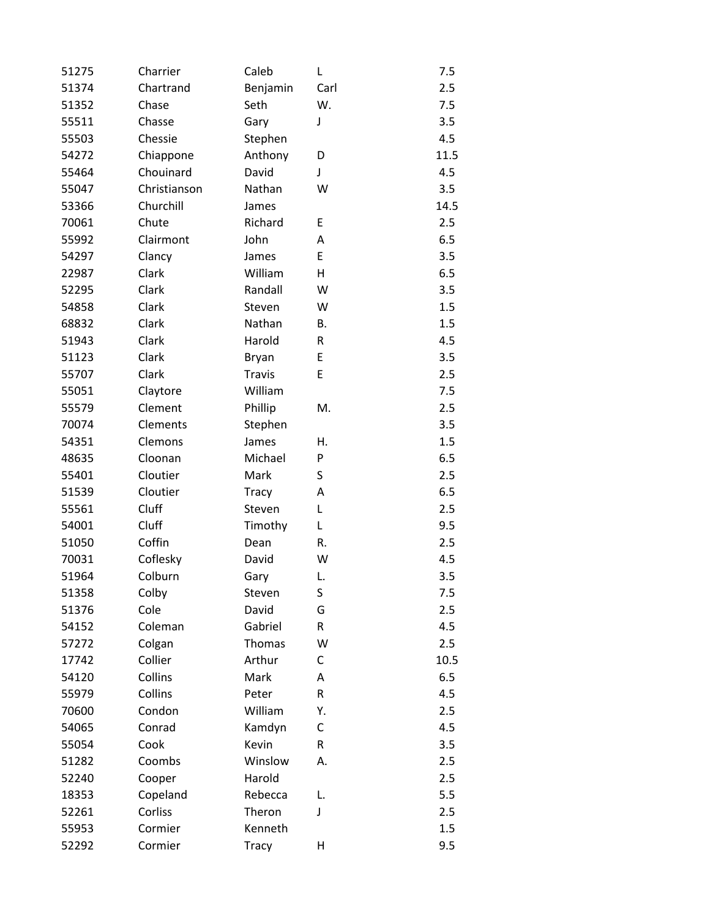| | | | | |
|---|---|---|---|---|
| 51275 | Charrier | Caleb | L | 7.5 |
| 51374 | Chartrand | Benjamin | Carl | 2.5 |
| 51352 | Chase | Seth | W. | 7.5 |
| 55511 | Chasse | Gary | J | 3.5 |
| 55503 | Chessie | Stephen | | 4.5 |
| 54272 | Chiappone | Anthony | D | 11.5 |
| 55464 | Chouinard | David | J | 4.5 |
| 55047 | Christianson | Nathan | W | 3.5 |
| 53366 | Churchill | James | | 14.5 |
| 70061 | Chute | Richard | E | 2.5 |
| 55992 | Clairmont | John | A | 6.5 |
| 54297 | Clancy | James | E | 3.5 |
| 22987 | Clark | William | H | 6.5 |
| 52295 | Clark | Randall | W | 3.5 |
| 54858 | Clark | Steven | W | 1.5 |
| 68832 | Clark | Nathan | B. | 1.5 |
| 51943 | Clark | Harold | R | 4.5 |
| 51123 | Clark | Bryan | E | 3.5 |
| 55707 | Clark | Travis | E | 2.5 |
| 55051 | Claytore | William | | 7.5 |
| 55579 | Clement | Phillip | M. | 2.5 |
| 70074 | Clements | Stephen | | 3.5 |
| 54351 | Clemons | James | H. | 1.5 |
| 48635 | Cloonan | Michael | P | 6.5 |
| 55401 | Cloutier | Mark | S | 2.5 |
| 51539 | Cloutier | Tracy | A | 6.5 |
| 55561 | Cluff | Steven | L | 2.5 |
| 54001 | Cluff | Timothy | L | 9.5 |
| 51050 | Coffin | Dean | R. | 2.5 |
| 70031 | Coflesky | David | W | 4.5 |
| 51964 | Colburn | Gary | L. | 3.5 |
| 51358 | Colby | Steven | S | 7.5 |
| 51376 | Cole | David | G | 2.5 |
| 54152 | Coleman | Gabriel | R | 4.5 |
| 57272 | Colgan | Thomas | W | 2.5 |
| 17742 | Collier | Arthur | C | 10.5 |
| 54120 | Collins | Mark | A | 6.5 |
| 55979 | Collins | Peter | R | 4.5 |
| 70600 | Condon | William | Y. | 2.5 |
| 54065 | Conrad | Kamdyn | C | 4.5 |
| 55054 | Cook | Kevin | R | 3.5 |
| 51282 | Coombs | Winslow | A. | 2.5 |
| 52240 | Cooper | Harold | | 2.5 |
| 18353 | Copeland | Rebecca | L. | 5.5 |
| 52261 | Corliss | Theron | J | 2.5 |
| 55953 | Cormier | Kenneth | | 1.5 |
| 52292 | Cormier | Tracy | H | 9.5 |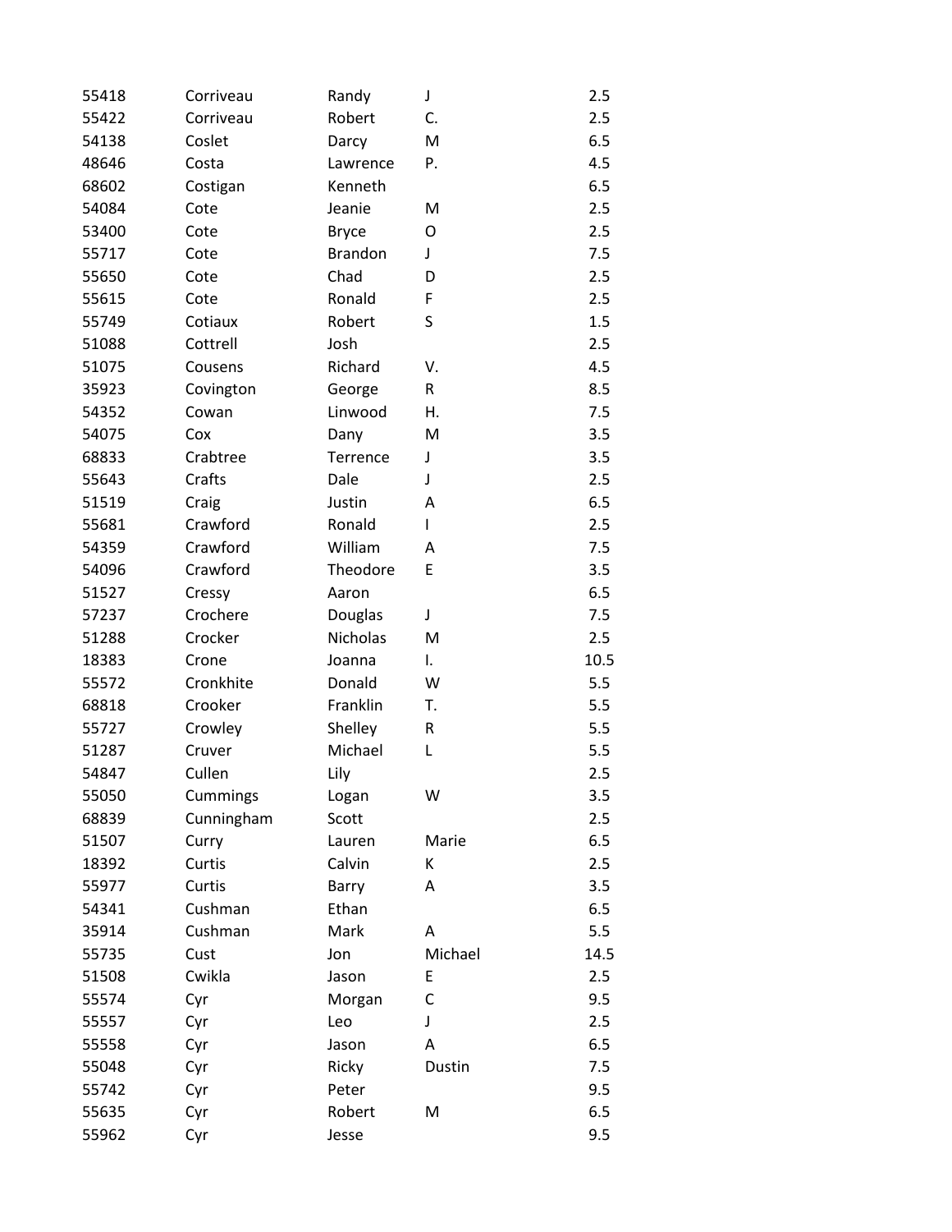| | | | | |
|---|---|---|---|---|
| 55418 | Corriveau | Randy | J | 2.5 |
| 55422 | Corriveau | Robert | C. | 2.5 |
| 54138 | Coslet | Darcy | M | 6.5 |
| 48646 | Costa | Lawrence | P. | 4.5 |
| 68602 | Costigan | Kenneth | | 6.5 |
| 54084 | Cote | Jeanie | M | 2.5 |
| 53400 | Cote | Bryce | O | 2.5 |
| 55717 | Cote | Brandon | J | 7.5 |
| 55650 | Cote | Chad | D | 2.5 |
| 55615 | Cote | Ronald | F | 2.5 |
| 55749 | Cotiaux | Robert | S | 1.5 |
| 51088 | Cottrell | Josh | | 2.5 |
| 51075 | Cousens | Richard | V. | 4.5 |
| 35923 | Covington | George | R | 8.5 |
| 54352 | Cowan | Linwood | H. | 7.5 |
| 54075 | Cox | Dany | M | 3.5 |
| 68833 | Crabtree | Terrence | J | 3.5 |
| 55643 | Crafts | Dale | J | 2.5 |
| 51519 | Craig | Justin | A | 6.5 |
| 55681 | Crawford | Ronald | I | 2.5 |
| 54359 | Crawford | William | A | 7.5 |
| 54096 | Crawford | Theodore | E | 3.5 |
| 51527 | Cressy | Aaron | | 6.5 |
| 57237 | Crochere | Douglas | J | 7.5 |
| 51288 | Crocker | Nicholas | M | 2.5 |
| 18383 | Crone | Joanna | I. | 10.5 |
| 55572 | Cronkhite | Donald | W | 5.5 |
| 68818 | Crooker | Franklin | T. | 5.5 |
| 55727 | Crowley | Shelley | R | 5.5 |
| 51287 | Cruver | Michael | L | 5.5 |
| 54847 | Cullen | Lily | | 2.5 |
| 55050 | Cummings | Logan | W | 3.5 |
| 68839 | Cunningham | Scott | | 2.5 |
| 51507 | Curry | Lauren | Marie | 6.5 |
| 18392 | Curtis | Calvin | K | 2.5 |
| 55977 | Curtis | Barry | A | 3.5 |
| 54341 | Cushman | Ethan | | 6.5 |
| 35914 | Cushman | Mark | A | 5.5 |
| 55735 | Cust | Jon | Michael | 14.5 |
| 51508 | Cwikla | Jason | E | 2.5 |
| 55574 | Cyr | Morgan | C | 9.5 |
| 55557 | Cyr | Leo | J | 2.5 |
| 55558 | Cyr | Jason | A | 6.5 |
| 55048 | Cyr | Ricky | Dustin | 7.5 |
| 55742 | Cyr | Peter | | 9.5 |
| 55635 | Cyr | Robert | M | 6.5 |
| 55962 | Cyr | Jesse | | 9.5 |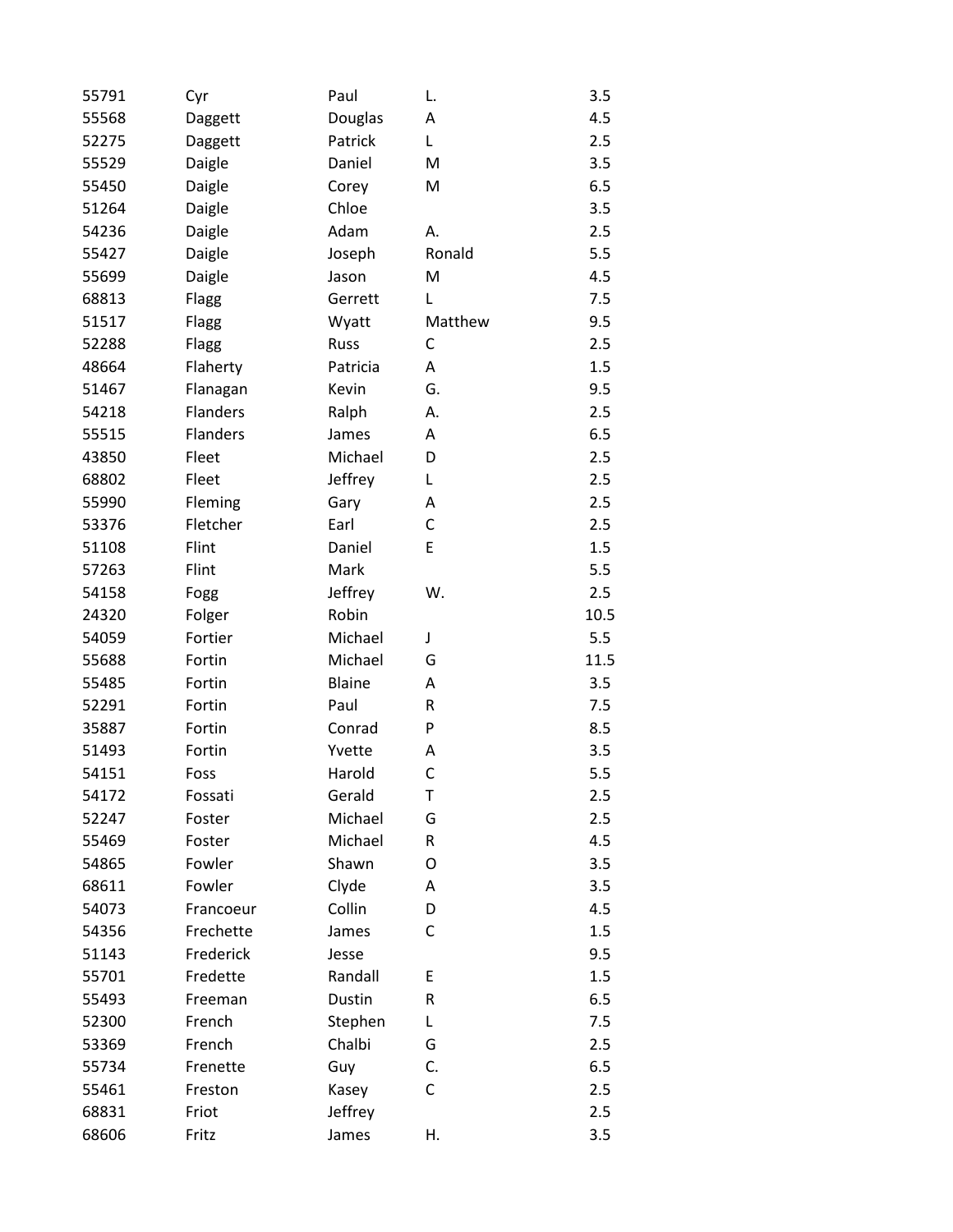| | | | | |
|---|---|---|---|---|
| 55791 | Cyr | Paul | L. | 3.5 |
| 55568 | Daggett | Douglas | A | 4.5 |
| 52275 | Daggett | Patrick | L | 2.5 |
| 55529 | Daigle | Daniel | M | 3.5 |
| 55450 | Daigle | Corey | M | 6.5 |
| 51264 | Daigle | Chloe | | 3.5 |
| 54236 | Daigle | Adam | A. | 2.5 |
| 55427 | Daigle | Joseph | Ronald | 5.5 |
| 55699 | Daigle | Jason | M | 4.5 |
| 68813 | Flagg | Gerrett | L | 7.5 |
| 51517 | Flagg | Wyatt | Matthew | 9.5 |
| 52288 | Flagg | Russ | C | 2.5 |
| 48664 | Flaherty | Patricia | A | 1.5 |
| 51467 | Flanagan | Kevin | G. | 9.5 |
| 54218 | Flanders | Ralph | A. | 2.5 |
| 55515 | Flanders | James | A | 6.5 |
| 43850 | Fleet | Michael | D | 2.5 |
| 68802 | Fleet | Jeffrey | L | 2.5 |
| 55990 | Fleming | Gary | A | 2.5 |
| 53376 | Fletcher | Earl | C | 2.5 |
| 51108 | Flint | Daniel | E | 1.5 |
| 57263 | Flint | Mark | | 5.5 |
| 54158 | Fogg | Jeffrey | W. | 2.5 |
| 24320 | Folger | Robin | | 10.5 |
| 54059 | Fortier | Michael | J | 5.5 |
| 55688 | Fortin | Michael | G | 11.5 |
| 55485 | Fortin | Blaine | A | 3.5 |
| 52291 | Fortin | Paul | R | 7.5 |
| 35887 | Fortin | Conrad | P | 8.5 |
| 51493 | Fortin | Yvette | A | 3.5 |
| 54151 | Foss | Harold | C | 5.5 |
| 54172 | Fossati | Gerald | T | 2.5 |
| 52247 | Foster | Michael | G | 2.5 |
| 55469 | Foster | Michael | R | 4.5 |
| 54865 | Fowler | Shawn | O | 3.5 |
| 68611 | Fowler | Clyde | A | 3.5 |
| 54073 | Francoeur | Collin | D | 4.5 |
| 54356 | Frechette | James | C | 1.5 |
| 51143 | Frederick | Jesse | | 9.5 |
| 55701 | Fredette | Randall | E | 1.5 |
| 55493 | Freeman | Dustin | R | 6.5 |
| 52300 | French | Stephen | L | 7.5 |
| 53369 | French | Chalbi | G | 2.5 |
| 55734 | Frenette | Guy | C. | 6.5 |
| 55461 | Freston | Kasey | C | 2.5 |
| 68831 | Friot | Jeffrey | | 2.5 |
| 68606 | Fritz | James | H. | 3.5 |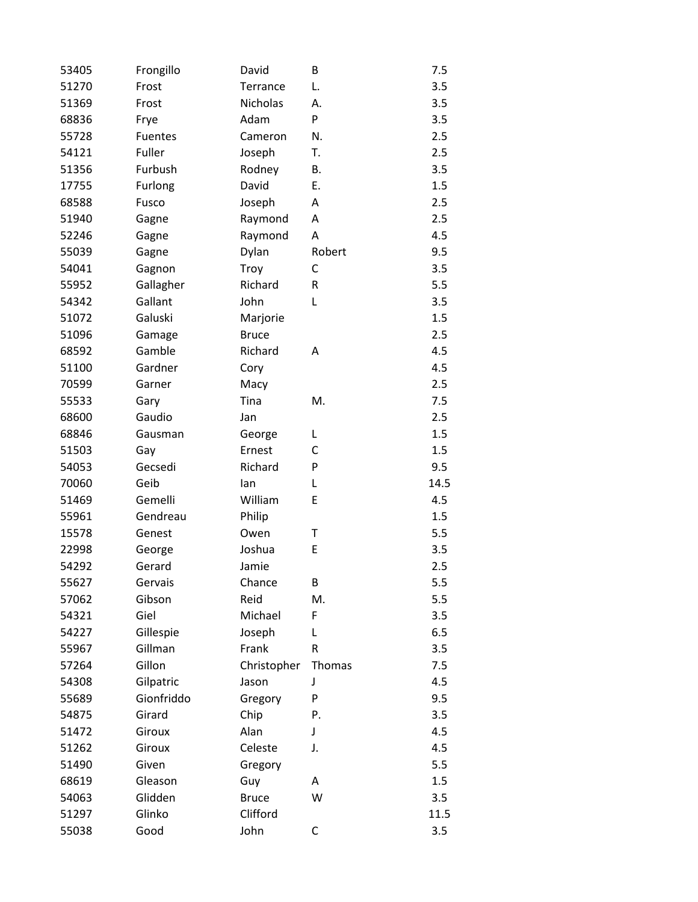| | | | | |
|---|---|---|---|---|
| 53405 | Frongillo | David | B | 7.5 |
| 51270 | Frost | Terrance | L. | 3.5 |
| 51369 | Frost | Nicholas | A. | 3.5 |
| 68836 | Frye | Adam | P | 3.5 |
| 55728 | Fuentes | Cameron | N. | 2.5 |
| 54121 | Fuller | Joseph | T. | 2.5 |
| 51356 | Furbush | Rodney | B. | 3.5 |
| 17755 | Furlong | David | E. | 1.5 |
| 68588 | Fusco | Joseph | A | 2.5 |
| 51940 | Gagne | Raymond | A | 2.5 |
| 52246 | Gagne | Raymond | A | 4.5 |
| 55039 | Gagne | Dylan | Robert | 9.5 |
| 54041 | Gagnon | Troy | C | 3.5 |
| 55952 | Gallagher | Richard | R | 5.5 |
| 54342 | Gallant | John | L | 3.5 |
| 51072 | Galuski | Marjorie | | 1.5 |
| 51096 | Gamage | Bruce | | 2.5 |
| 68592 | Gamble | Richard | A | 4.5 |
| 51100 | Gardner | Cory | | 4.5 |
| 70599 | Garner | Macy | | 2.5 |
| 55533 | Gary | Tina | M. | 7.5 |
| 68600 | Gaudio | Jan | | 2.5 |
| 68846 | Gausman | George | L | 1.5 |
| 51503 | Gay | Ernest | C | 1.5 |
| 54053 | Gecsedi | Richard | P | 9.5 |
| 70060 | Geib | Ian | L | 14.5 |
| 51469 | Gemelli | William | E | 4.5 |
| 55961 | Gendreau | Philip | | 1.5 |
| 15578 | Genest | Owen | T | 5.5 |
| 22998 | George | Joshua | E | 3.5 |
| 54292 | Gerard | Jamie | | 2.5 |
| 55627 | Gervais | Chance | B | 5.5 |
| 57062 | Gibson | Reid | M. | 5.5 |
| 54321 | Giel | Michael | F | 3.5 |
| 54227 | Gillespie | Joseph | L | 6.5 |
| 55967 | Gillman | Frank | R | 3.5 |
| 57264 | Gillon | Christopher | Thomas | 7.5 |
| 54308 | Gilpatric | Jason | J | 4.5 |
| 55689 | Gionfriddo | Gregory | P | 9.5 |
| 54875 | Girard | Chip | P. | 3.5 |
| 51472 | Giroux | Alan | J | 4.5 |
| 51262 | Giroux | Celeste | J. | 4.5 |
| 51490 | Given | Gregory | | 5.5 |
| 68619 | Gleason | Guy | A | 1.5 |
| 54063 | Glidden | Bruce | W | 3.5 |
| 51297 | Glinko | Clifford | | 11.5 |
| 55038 | Good | John | C | 3.5 |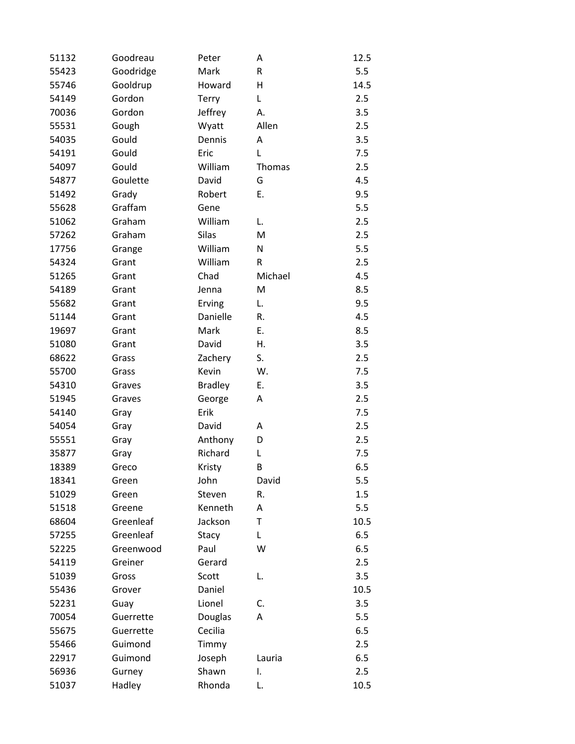| | | | | |
|---|---|---|---|---|
| 51132 | Goodreau | Peter | A | 12.5 |
| 55423 | Goodridge | Mark | R | 5.5 |
| 55746 | Gooldrup | Howard | H | 14.5 |
| 54149 | Gordon | Terry | L | 2.5 |
| 70036 | Gordon | Jeffrey | A. | 3.5 |
| 55531 | Gough | Wyatt | Allen | 2.5 |
| 54035 | Gould | Dennis | A | 3.5 |
| 54191 | Gould | Eric | L | 7.5 |
| 54097 | Gould | William | Thomas | 2.5 |
| 54877 | Goulette | David | G | 4.5 |
| 51492 | Grady | Robert | E. | 9.5 |
| 55628 | Graffam | Gene | | 5.5 |
| 51062 | Graham | William | L. | 2.5 |
| 57262 | Graham | Silas | M | 2.5 |
| 17756 | Grange | William | N | 5.5 |
| 54324 | Grant | William | R | 2.5 |
| 51265 | Grant | Chad | Michael | 4.5 |
| 54189 | Grant | Jenna | M | 8.5 |
| 55682 | Grant | Erving | L. | 9.5 |
| 51144 | Grant | Danielle | R. | 4.5 |
| 19697 | Grant | Mark | E. | 8.5 |
| 51080 | Grant | David | H. | 3.5 |
| 68622 | Grass | Zachery | S. | 2.5 |
| 55700 | Grass | Kevin | W. | 7.5 |
| 54310 | Graves | Bradley | E. | 3.5 |
| 51945 | Graves | George | A | 2.5 |
| 54140 | Gray | Erik | | 7.5 |
| 54054 | Gray | David | A | 2.5 |
| 55551 | Gray | Anthony | D | 2.5 |
| 35877 | Gray | Richard | L | 7.5 |
| 18389 | Greco | Kristy | B | 6.5 |
| 18341 | Green | John | David | 5.5 |
| 51029 | Green | Steven | R. | 1.5 |
| 51518 | Greene | Kenneth | A | 5.5 |
| 68604 | Greenleaf | Jackson | T | 10.5 |
| 57255 | Greenleaf | Stacy | L | 6.5 |
| 52225 | Greenwood | Paul | W | 6.5 |
| 54119 | Greiner | Gerard | | 2.5 |
| 51039 | Gross | Scott | L. | 3.5 |
| 55436 | Grover | Daniel | | 10.5 |
| 52231 | Guay | Lionel | C. | 3.5 |
| 70054 | Guerrette | Douglas | A | 5.5 |
| 55675 | Guerrette | Cecilia | | 6.5 |
| 55466 | Guimond | Timmy | | 2.5 |
| 22917 | Guimond | Joseph | Lauria | 6.5 |
| 56936 | Gurney | Shawn | I. | 2.5 |
| 51037 | Hadley | Rhonda | L. | 10.5 |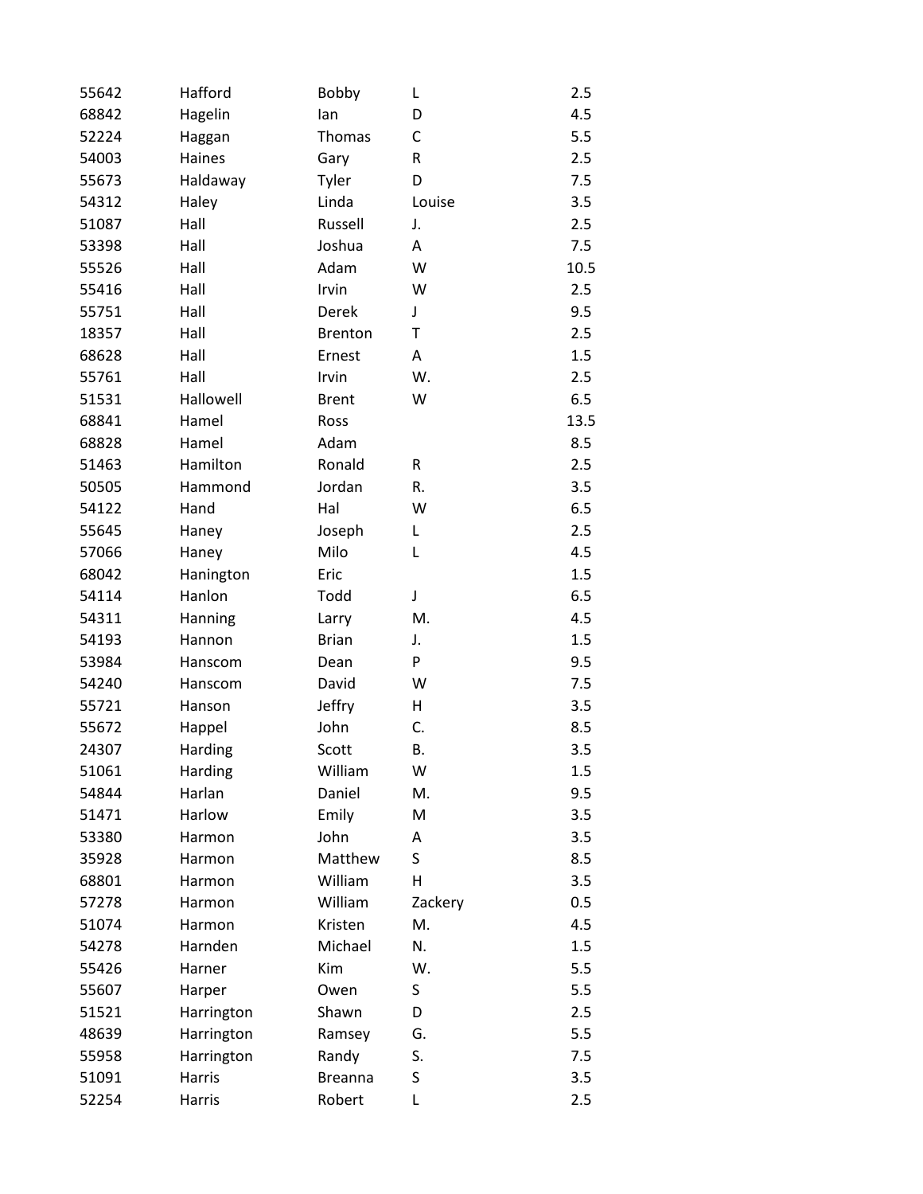| | | | | |
|---|---|---|---|---|
| 55642 | Hafford | Bobby | L | 2.5 |
| 68842 | Hagelin | Ian | D | 4.5 |
| 52224 | Haggan | Thomas | C | 5.5 |
| 54003 | Haines | Gary | R | 2.5 |
| 55673 | Haldaway | Tyler | D | 7.5 |
| 54312 | Haley | Linda | Louise | 3.5 |
| 51087 | Hall | Russell | J. | 2.5 |
| 53398 | Hall | Joshua | A | 7.5 |
| 55526 | Hall | Adam | W | 10.5 |
| 55416 | Hall | Irvin | W | 2.5 |
| 55751 | Hall | Derek | J | 9.5 |
| 18357 | Hall | Brenton | T | 2.5 |
| 68628 | Hall | Ernest | A | 1.5 |
| 55761 | Hall | Irvin | W. | 2.5 |
| 51531 | Hallowell | Brent | W | 6.5 |
| 68841 | Hamel | Ross | | 13.5 |
| 68828 | Hamel | Adam | | 8.5 |
| 51463 | Hamilton | Ronald | R | 2.5 |
| 50505 | Hammond | Jordan | R. | 3.5 |
| 54122 | Hand | Hal | W | 6.5 |
| 55645 | Haney | Joseph | L | 2.5 |
| 57066 | Haney | Milo | L | 4.5 |
| 68042 | Hanington | Eric | | 1.5 |
| 54114 | Hanlon | Todd | J | 6.5 |
| 54311 | Hanning | Larry | M. | 4.5 |
| 54193 | Hannon | Brian | J. | 1.5 |
| 53984 | Hanscom | Dean | P | 9.5 |
| 54240 | Hanscom | David | W | 7.5 |
| 55721 | Hanson | Jeffry | H | 3.5 |
| 55672 | Happel | John | C. | 8.5 |
| 24307 | Harding | Scott | B. | 3.5 |
| 51061 | Harding | William | W | 1.5 |
| 54844 | Harlan | Daniel | M. | 9.5 |
| 51471 | Harlow | Emily | M | 3.5 |
| 53380 | Harmon | John | A | 3.5 |
| 35928 | Harmon | Matthew | S | 8.5 |
| 68801 | Harmon | William | H | 3.5 |
| 57278 | Harmon | William | Zackery | 0.5 |
| 51074 | Harmon | Kristen | M. | 4.5 |
| 54278 | Harnden | Michael | N. | 1.5 |
| 55426 | Harner | Kim | W. | 5.5 |
| 55607 | Harper | Owen | S | 5.5 |
| 51521 | Harrington | Shawn | D | 2.5 |
| 48639 | Harrington | Ramsey | G. | 5.5 |
| 55958 | Harrington | Randy | S. | 7.5 |
| 51091 | Harris | Breanna | S | 3.5 |
| 52254 | Harris | Robert | L | 2.5 |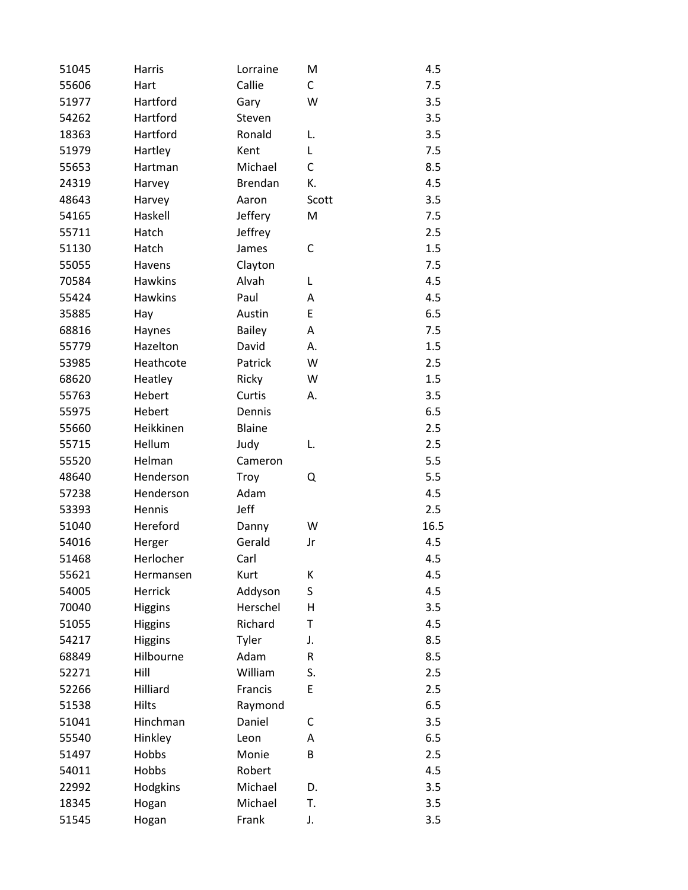| | | | | |
|---|---|---|---|---|
| 51045 | Harris | Lorraine | M | 4.5 |
| 55606 | Hart | Callie | C | 7.5 |
| 51977 | Hartford | Gary | W | 3.5 |
| 54262 | Hartford | Steven | | 3.5 |
| 18363 | Hartford | Ronald | L. | 3.5 |
| 51979 | Hartley | Kent | L | 7.5 |
| 55653 | Hartman | Michael | C | 8.5 |
| 24319 | Harvey | Brendan | K. | 4.5 |
| 48643 | Harvey | Aaron | Scott | 3.5 |
| 54165 | Haskell | Jeffery | M | 7.5 |
| 55711 | Hatch | Jeffrey | | 2.5 |
| 51130 | Hatch | James | C | 1.5 |
| 55055 | Havens | Clayton | | 7.5 |
| 70584 | Hawkins | Alvah | L | 4.5 |
| 55424 | Hawkins | Paul | A | 4.5 |
| 35885 | Hay | Austin | E | 6.5 |
| 68816 | Haynes | Bailey | A | 7.5 |
| 55779 | Hazelton | David | A. | 1.5 |
| 53985 | Heathcote | Patrick | W | 2.5 |
| 68620 | Heatley | Ricky | W | 1.5 |
| 55763 | Hebert | Curtis | A. | 3.5 |
| 55975 | Hebert | Dennis | | 6.5 |
| 55660 | Heikkinen | Blaine | | 2.5 |
| 55715 | Hellum | Judy | L. | 2.5 |
| 55520 | Helman | Cameron | | 5.5 |
| 48640 | Henderson | Troy | Q | 5.5 |
| 57238 | Henderson | Adam | | 4.5 |
| 53393 | Hennis | Jeff | | 2.5 |
| 51040 | Hereford | Danny | W | 16.5 |
| 54016 | Herger | Gerald | Jr | 4.5 |
| 51468 | Herlocher | Carl | | 4.5 |
| 55621 | Hermansen | Kurt | K | 4.5 |
| 54005 | Herrick | Addyson | S | 4.5 |
| 70040 | Higgins | Herschel | H | 3.5 |
| 51055 | Higgins | Richard | T | 4.5 |
| 54217 | Higgins | Tyler | J. | 8.5 |
| 68849 | Hilbourne | Adam | R | 8.5 |
| 52271 | Hill | William | S. | 2.5 |
| 52266 | Hilliard | Francis | E | 2.5 |
| 51538 | Hilts | Raymond | | 6.5 |
| 51041 | Hinchman | Daniel | C | 3.5 |
| 55540 | Hinkley | Leon | A | 6.5 |
| 51497 | Hobbs | Monie | B | 2.5 |
| 54011 | Hobbs | Robert | | 4.5 |
| 22992 | Hodgkins | Michael | D. | 3.5 |
| 18345 | Hogan | Michael | T. | 3.5 |
| 51545 | Hogan | Frank | J. | 3.5 |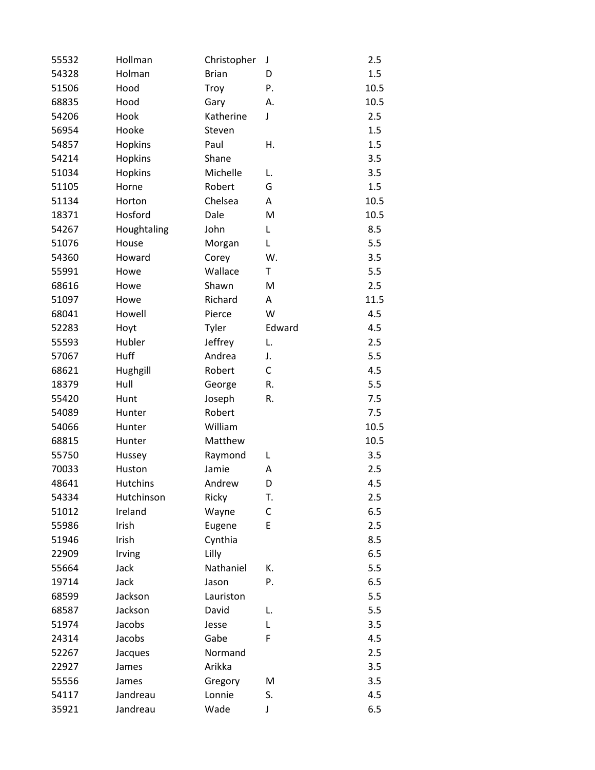| | | | | |
|---|---|---|---|---|
| 55532 | Hollman | Christopher | J | 2.5 |
| 54328 | Holman | Brian | D | 1.5 |
| 51506 | Hood | Troy | P. | 10.5 |
| 68835 | Hood | Gary | A. | 10.5 |
| 54206 | Hook | Katherine | J | 2.5 |
| 56954 | Hooke | Steven | | 1.5 |
| 54857 | Hopkins | Paul | H. | 1.5 |
| 54214 | Hopkins | Shane | | 3.5 |
| 51034 | Hopkins | Michelle | L. | 3.5 |
| 51105 | Horne | Robert | G | 1.5 |
| 51134 | Horton | Chelsea | A | 10.5 |
| 18371 | Hosford | Dale | M | 10.5 |
| 54267 | Houghtaling | John | L | 8.5 |
| 51076 | House | Morgan | L | 5.5 |
| 54360 | Howard | Corey | W. | 3.5 |
| 55991 | Howe | Wallace | T | 5.5 |
| 68616 | Howe | Shawn | M | 2.5 |
| 51097 | Howe | Richard | A | 11.5 |
| 68041 | Howell | Pierce | W | 4.5 |
| 52283 | Hoyt | Tyler | Edward | 4.5 |
| 55593 | Hubler | Jeffrey | L. | 2.5 |
| 57067 | Huff | Andrea | J. | 5.5 |
| 68621 | Hughgill | Robert | C | 4.5 |
| 18379 | Hull | George | R. | 5.5 |
| 55420 | Hunt | Joseph | R. | 7.5 |
| 54089 | Hunter | Robert | | 7.5 |
| 54066 | Hunter | William | | 10.5 |
| 68815 | Hunter | Matthew | | 10.5 |
| 55750 | Hussey | Raymond | L | 3.5 |
| 70033 | Huston | Jamie | A | 2.5 |
| 48641 | Hutchins | Andrew | D | 4.5 |
| 54334 | Hutchinson | Ricky | T. | 2.5 |
| 51012 | Ireland | Wayne | C | 6.5 |
| 55986 | Irish | Eugene | E | 2.5 |
| 51946 | Irish | Cynthia | | 8.5 |
| 22909 | Irving | Lilly | | 6.5 |
| 55664 | Jack | Nathaniel | K. | 5.5 |
| 19714 | Jack | Jason | P. | 6.5 |
| 68599 | Jackson | Lauriston | | 5.5 |
| 68587 | Jackson | David | L. | 5.5 |
| 51974 | Jacobs | Jesse | L | 3.5 |
| 24314 | Jacobs | Gabe | F | 4.5 |
| 52267 | Jacques | Normand | | 2.5 |
| 22927 | James | Arikka | | 3.5 |
| 55556 | James | Gregory | M | 3.5 |
| 54117 | Jandreau | Lonnie | S. | 4.5 |
| 35921 | Jandreau | Wade | J | 6.5 |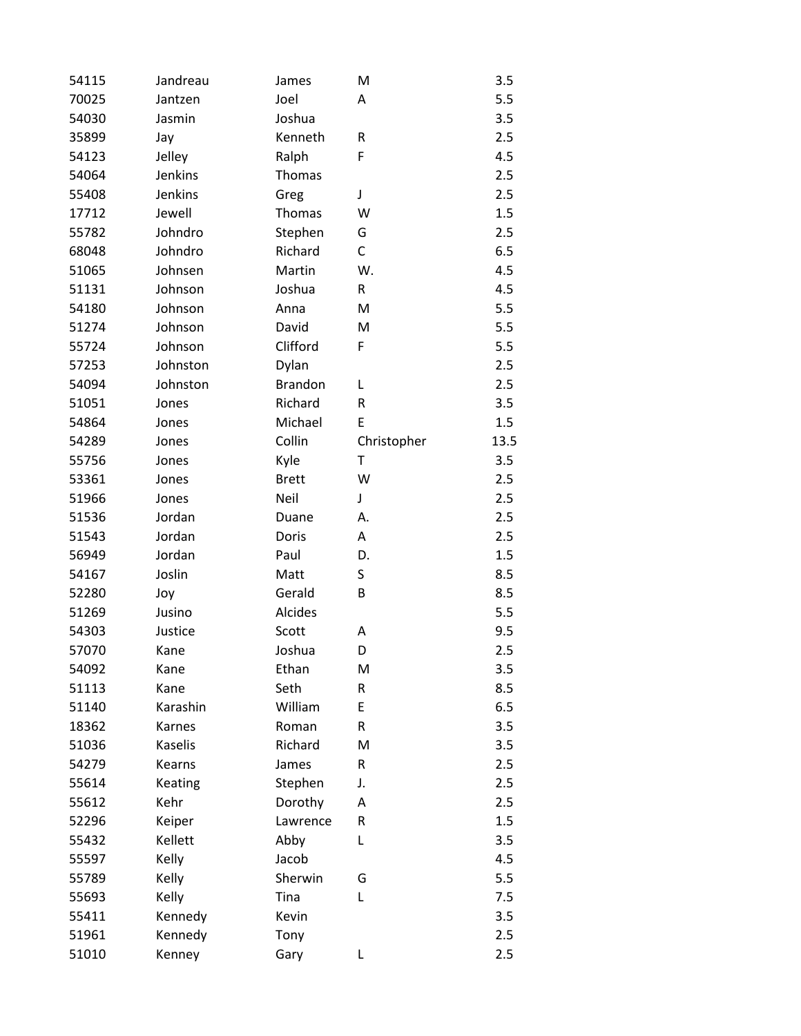| | | | | |
|---|---|---|---|---|
| 54115 | Jandreau | James | M | 3.5 |
| 70025 | Jantzen | Joel | A | 5.5 |
| 54030 | Jasmin | Joshua | | 3.5 |
| 35899 | Jay | Kenneth | R | 2.5 |
| 54123 | Jelley | Ralph | F | 4.5 |
| 54064 | Jenkins | Thomas | | 2.5 |
| 55408 | Jenkins | Greg | J | 2.5 |
| 17712 | Jewell | Thomas | W | 1.5 |
| 55782 | Johndro | Stephen | G | 2.5 |
| 68048 | Johndro | Richard | C | 6.5 |
| 51065 | Johnsen | Martin | W. | 4.5 |
| 51131 | Johnson | Joshua | R | 4.5 |
| 54180 | Johnson | Anna | M | 5.5 |
| 51274 | Johnson | David | M | 5.5 |
| 55724 | Johnson | Clifford | F | 5.5 |
| 57253 | Johnston | Dylan | | 2.5 |
| 54094 | Johnston | Brandon | L | 2.5 |
| 51051 | Jones | Richard | R | 3.5 |
| 54864 | Jones | Michael | E | 1.5 |
| 54289 | Jones | Collin | Christopher | 13.5 |
| 55756 | Jones | Kyle | T | 3.5 |
| 53361 | Jones | Brett | W | 2.5 |
| 51966 | Jones | Neil | J | 2.5 |
| 51536 | Jordan | Duane | A. | 2.5 |
| 51543 | Jordan | Doris | A | 2.5 |
| 56949 | Jordan | Paul | D. | 1.5 |
| 54167 | Joslin | Matt | S | 8.5 |
| 52280 | Joy | Gerald | B | 8.5 |
| 51269 | Jusino | Alcides | | 5.5 |
| 54303 | Justice | Scott | A | 9.5 |
| 57070 | Kane | Joshua | D | 2.5 |
| 54092 | Kane | Ethan | M | 3.5 |
| 51113 | Kane | Seth | R | 8.5 |
| 51140 | Karashin | William | E | 6.5 |
| 18362 | Karnes | Roman | R | 3.5 |
| 51036 | Kaselis | Richard | M | 3.5 |
| 54279 | Kearns | James | R | 2.5 |
| 55614 | Keating | Stephen | J. | 2.5 |
| 55612 | Kehr | Dorothy | A | 2.5 |
| 52296 | Keiper | Lawrence | R | 1.5 |
| 55432 | Kellett | Abby | L | 3.5 |
| 55597 | Kelly | Jacob | | 4.5 |
| 55789 | Kelly | Sherwin | G | 5.5 |
| 55693 | Kelly | Tina | L | 7.5 |
| 55411 | Kennedy | Kevin | | 3.5 |
| 51961 | Kennedy | Tony | | 2.5 |
| 51010 | Kenney | Gary | L | 2.5 |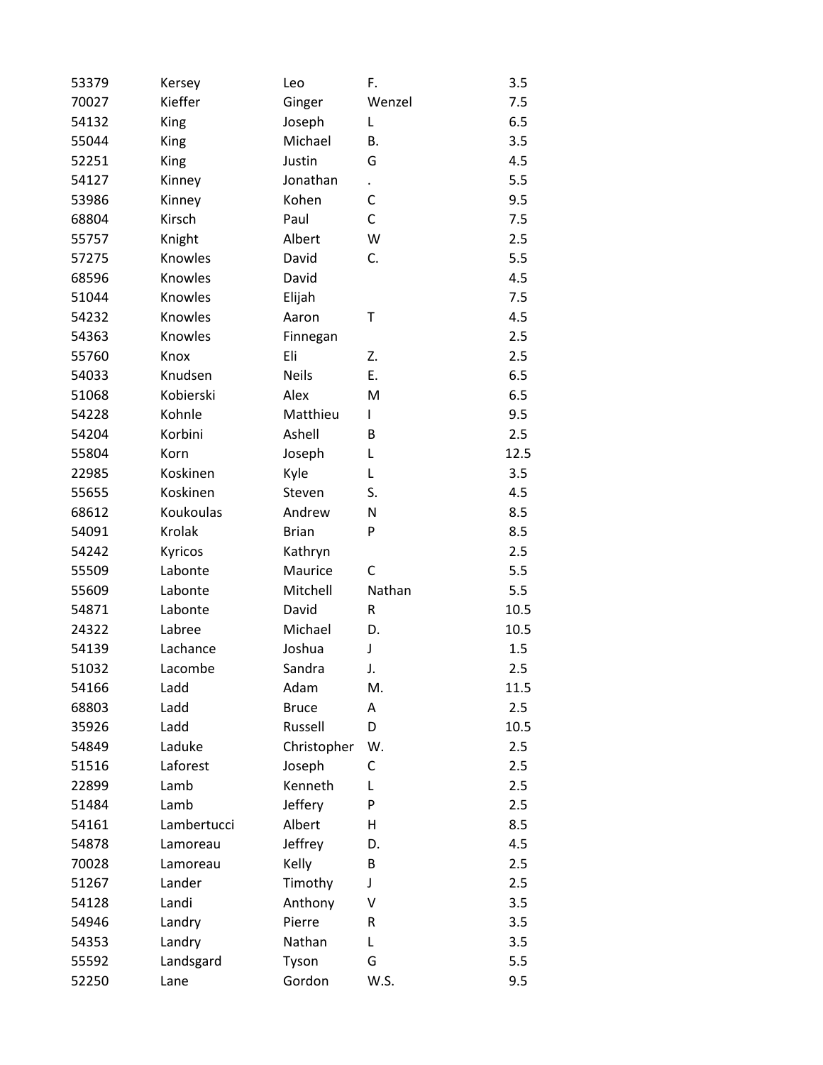| | | | | |
|---|---|---|---|---|
| 53379 | Kersey | Leo | F. | 3.5 |
| 70027 | Kieffer | Ginger | Wenzel | 7.5 |
| 54132 | King | Joseph | L | 6.5 |
| 55044 | King | Michael | B. | 3.5 |
| 52251 | King | Justin | G | 4.5 |
| 54127 | Kinney | Jonathan | . | 5.5 |
| 53986 | Kinney | Kohen | C | 9.5 |
| 68804 | Kirsch | Paul | C | 7.5 |
| 55757 | Knight | Albert | W | 2.5 |
| 57275 | Knowles | David | C. | 5.5 |
| 68596 | Knowles | David | | 4.5 |
| 51044 | Knowles | Elijah | | 7.5 |
| 54232 | Knowles | Aaron | T | 4.5 |
| 54363 | Knowles | Finnegan | | 2.5 |
| 55760 | Knox | Eli | Z. | 2.5 |
| 54033 | Knudsen | Neils | E. | 6.5 |
| 51068 | Kobierski | Alex | M | 6.5 |
| 54228 | Kohnle | Matthieu | I | 9.5 |
| 54204 | Korbini | Ashell | B | 2.5 |
| 55804 | Korn | Joseph | L | 12.5 |
| 22985 | Koskinen | Kyle | L | 3.5 |
| 55655 | Koskinen | Steven | S. | 4.5 |
| 68612 | Koukoulas | Andrew | N | 8.5 |
| 54091 | Krolak | Brian | P | 8.5 |
| 54242 | Kyricos | Kathryn | | 2.5 |
| 55509 | Labonte | Maurice | C | 5.5 |
| 55609 | Labonte | Mitchell | Nathan | 5.5 |
| 54871 | Labonte | David | R | 10.5 |
| 24322 | Labree | Michael | D. | 10.5 |
| 54139 | Lachance | Joshua | J | 1.5 |
| 51032 | Lacombe | Sandra | J. | 2.5 |
| 54166 | Ladd | Adam | M. | 11.5 |
| 68803 | Ladd | Bruce | A | 2.5 |
| 35926 | Ladd | Russell | D | 10.5 |
| 54849 | Laduke | Christopher | W. | 2.5 |
| 51516 | Laforest | Joseph | C | 2.5 |
| 22899 | Lamb | Kenneth | L | 2.5 |
| 51484 | Lamb | Jeffery | P | 2.5 |
| 54161 | Lambertucci | Albert | H | 8.5 |
| 54878 | Lamoreau | Jeffrey | D. | 4.5 |
| 70028 | Lamoreau | Kelly | B | 2.5 |
| 51267 | Lander | Timothy | J | 2.5 |
| 54128 | Landi | Anthony | V | 3.5 |
| 54946 | Landry | Pierre | R | 3.5 |
| 54353 | Landry | Nathan | L | 3.5 |
| 55592 | Landsgard | Tyson | G | 5.5 |
| 52250 | Lane | Gordon | W.S. | 9.5 |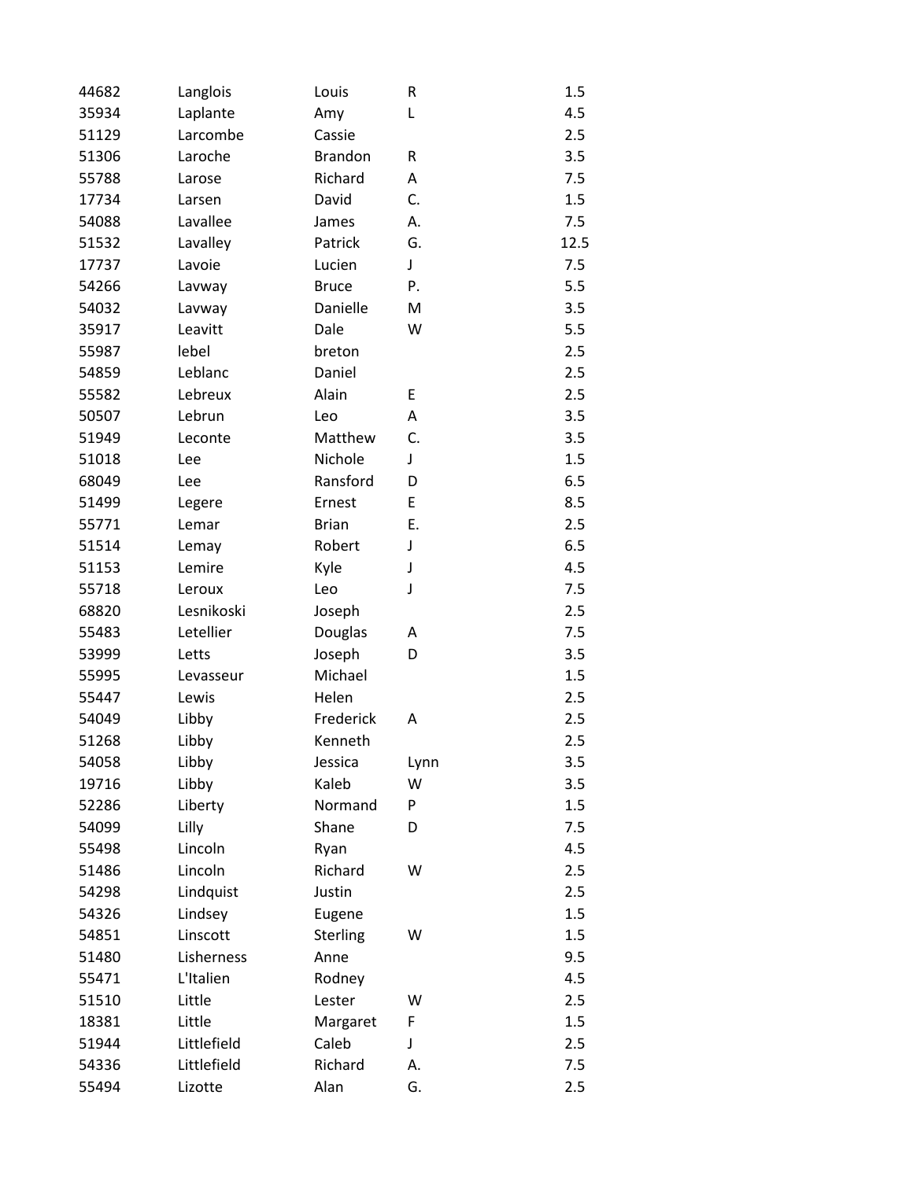| | | | | |
|---|---|---|---|---|
| 44682 | Langlois | Louis | R | 1.5 |
| 35934 | Laplante | Amy | L | 4.5 |
| 51129 | Larcombe | Cassie | | 2.5 |
| 51306 | Laroche | Brandon | R | 3.5 |
| 55788 | Larose | Richard | A | 7.5 |
| 17734 | Larsen | David | C. | 1.5 |
| 54088 | Lavallee | James | A. | 7.5 |
| 51532 | Lavalley | Patrick | G. | 12.5 |
| 17737 | Lavoie | Lucien | J | 7.5 |
| 54266 | Lavway | Bruce | P. | 5.5 |
| 54032 | Lavway | Danielle | M | 3.5 |
| 35917 | Leavitt | Dale | W | 5.5 |
| 55987 | lebel | breton | | 2.5 |
| 54859 | Leblanc | Daniel | | 2.5 |
| 55582 | Lebreux | Alain | E | 2.5 |
| 50507 | Lebrun | Leo | A | 3.5 |
| 51949 | Leconte | Matthew | C. | 3.5 |
| 51018 | Lee | Nichole | J | 1.5 |
| 68049 | Lee | Ransford | D | 6.5 |
| 51499 | Legere | Ernest | E | 8.5 |
| 55771 | Lemar | Brian | E. | 2.5 |
| 51514 | Lemay | Robert | J | 6.5 |
| 51153 | Lemire | Kyle | J | 4.5 |
| 55718 | Leroux | Leo | J | 7.5 |
| 68820 | Lesnikoski | Joseph | | 2.5 |
| 55483 | Letellier | Douglas | A | 7.5 |
| 53999 | Letts | Joseph | D | 3.5 |
| 55995 | Levasseur | Michael | | 1.5 |
| 55447 | Lewis | Helen | | 2.5 |
| 54049 | Libby | Frederick | A | 2.5 |
| 51268 | Libby | Kenneth | | 2.5 |
| 54058 | Libby | Jessica | Lynn | 3.5 |
| 19716 | Libby | Kaleb | W | 3.5 |
| 52286 | Liberty | Normand | P | 1.5 |
| 54099 | Lilly | Shane | D | 7.5 |
| 55498 | Lincoln | Ryan | | 4.5 |
| 51486 | Lincoln | Richard | W | 2.5 |
| 54298 | Lindquist | Justin | | 2.5 |
| 54326 | Lindsey | Eugene | | 1.5 |
| 54851 | Linscott | Sterling | W | 1.5 |
| 51480 | Lisherness | Anne | | 9.5 |
| 55471 | L'Italien | Rodney | | 4.5 |
| 51510 | Little | Lester | W | 2.5 |
| 18381 | Little | Margaret | F | 1.5 |
| 51944 | Littlefield | Caleb | J | 2.5 |
| 54336 | Littlefield | Richard | A. | 7.5 |
| 55494 | Lizotte | Alan | G. | 2.5 |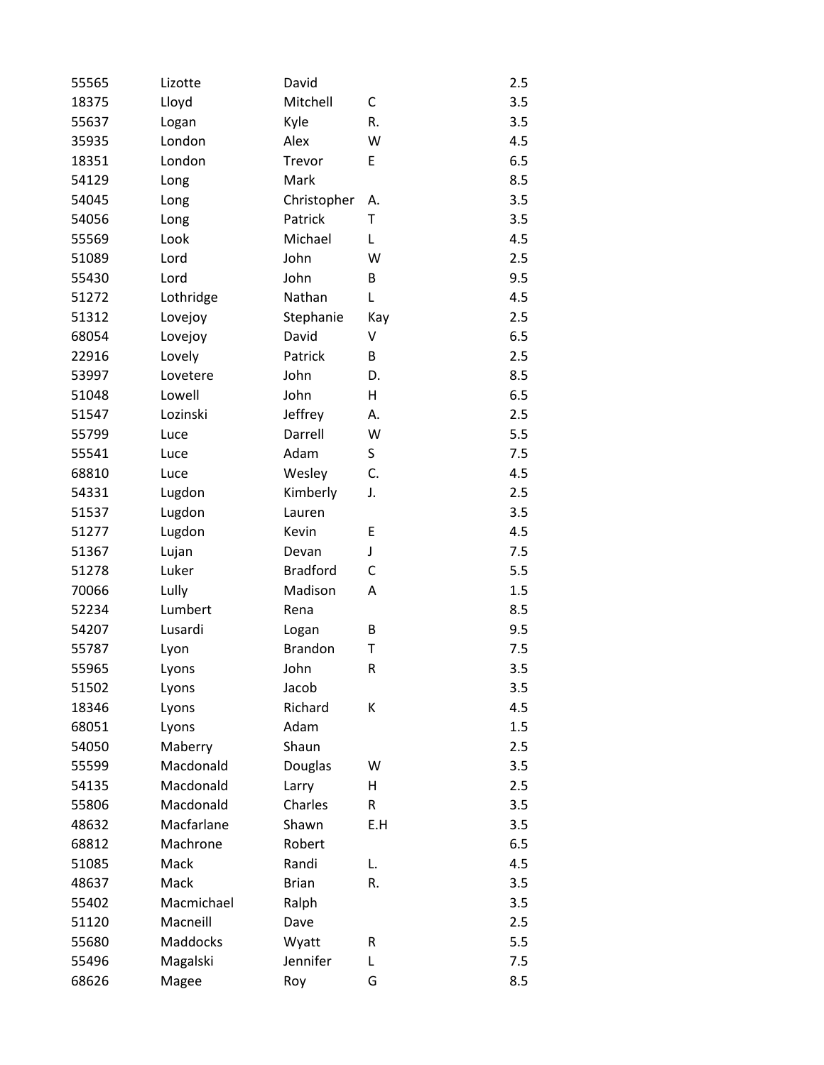| | | | | |
|---|---|---|---|---|
| 55565 | Lizotte | David | | 2.5 |
| 18375 | Lloyd | Mitchell | C | 3.5 |
| 55637 | Logan | Kyle | R. | 3.5 |
| 35935 | London | Alex | W | 4.5 |
| 18351 | London | Trevor | E | 6.5 |
| 54129 | Long | Mark | | 8.5 |
| 54045 | Long | Christopher | A. | 3.5 |
| 54056 | Long | Patrick | T | 3.5 |
| 55569 | Look | Michael | L | 4.5 |
| 51089 | Lord | John | W | 2.5 |
| 55430 | Lord | John | B | 9.5 |
| 51272 | Lothridge | Nathan | L | 4.5 |
| 51312 | Lovejoy | Stephanie | Kay | 2.5 |
| 68054 | Lovejoy | David | V | 6.5 |
| 22916 | Lovely | Patrick | B | 2.5 |
| 53997 | Lovetere | John | D. | 8.5 |
| 51048 | Lowell | John | H | 6.5 |
| 51547 | Lozinski | Jeffrey | A. | 2.5 |
| 55799 | Luce | Darrell | W | 5.5 |
| 55541 | Luce | Adam | S | 7.5 |
| 68810 | Luce | Wesley | C. | 4.5 |
| 54331 | Lugdon | Kimberly | J. | 2.5 |
| 51537 | Lugdon | Lauren | | 3.5 |
| 51277 | Lugdon | Kevin | E | 4.5 |
| 51367 | Lujan | Devan | J | 7.5 |
| 51278 | Luker | Bradford | C | 5.5 |
| 70066 | Lully | Madison | A | 1.5 |
| 52234 | Lumbert | Rena | | 8.5 |
| 54207 | Lusardi | Logan | B | 9.5 |
| 55787 | Lyon | Brandon | T | 7.5 |
| 55965 | Lyons | John | R | 3.5 |
| 51502 | Lyons | Jacob | | 3.5 |
| 18346 | Lyons | Richard | K | 4.5 |
| 68051 | Lyons | Adam | | 1.5 |
| 54050 | Maberry | Shaun | | 2.5 |
| 55599 | Macdonald | Douglas | W | 3.5 |
| 54135 | Macdonald | Larry | H | 2.5 |
| 55806 | Macdonald | Charles | R | 3.5 |
| 48632 | Macfarlane | Shawn | E.H | 3.5 |
| 68812 | Machrone | Robert | | 6.5 |
| 51085 | Mack | Randi | L. | 4.5 |
| 48637 | Mack | Brian | R. | 3.5 |
| 55402 | Macmichael | Ralph | | 3.5 |
| 51120 | Macneill | Dave | | 2.5 |
| 55680 | Maddocks | Wyatt | R | 5.5 |
| 55496 | Magalski | Jennifer | L | 7.5 |
| 68626 | Magee | Roy | G | 8.5 |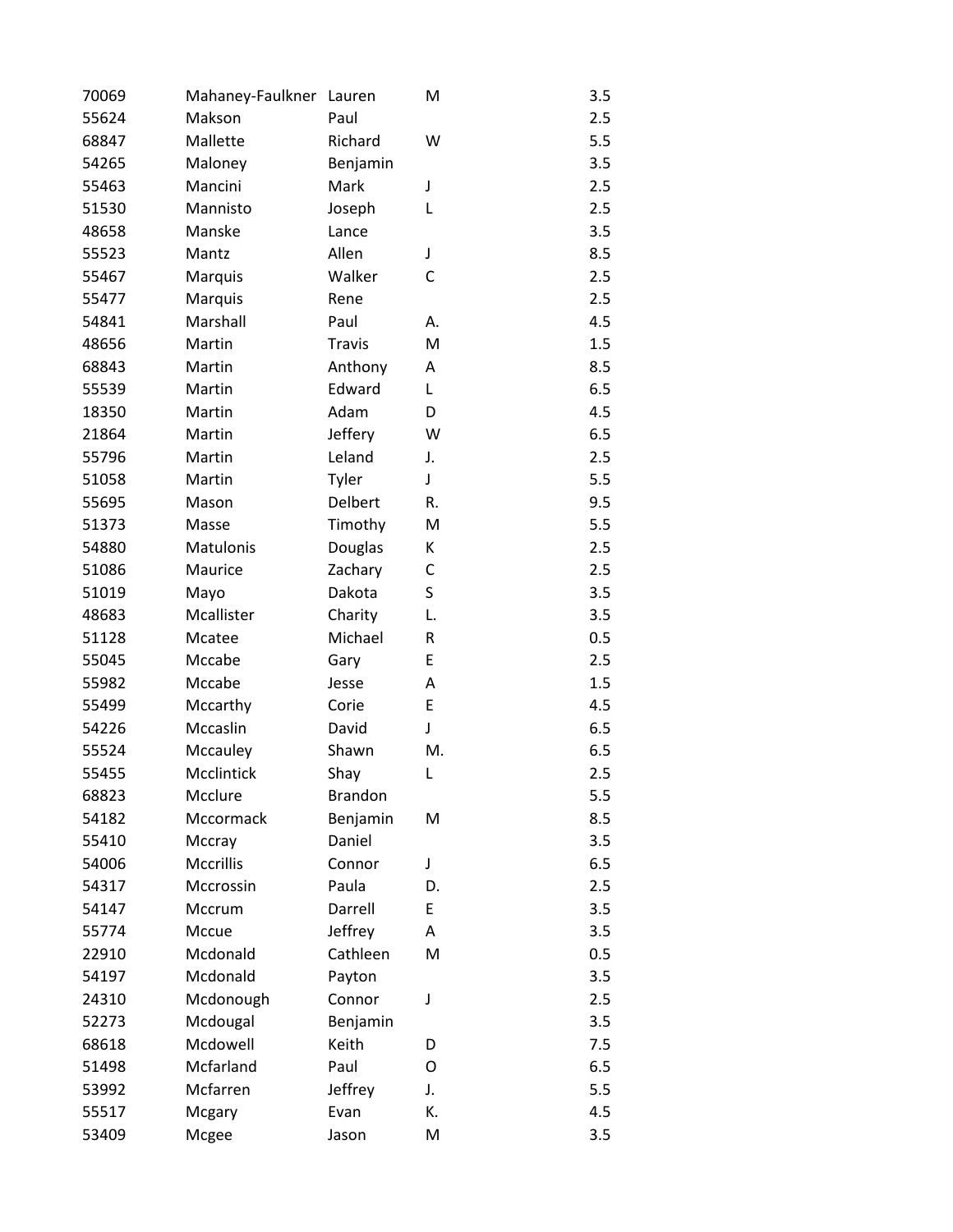| | | | | |
|---|---|---|---|---|
| 70069 | Mahaney-Faulkner | Lauren | M | 3.5 |
| 55624 | Makson | Paul | | 2.5 |
| 68847 | Mallette | Richard | W | 5.5 |
| 54265 | Maloney | Benjamin | | 3.5 |
| 55463 | Mancini | Mark | J | 2.5 |
| 51530 | Mannisto | Joseph | L | 2.5 |
| 48658 | Manske | Lance | | 3.5 |
| 55523 | Mantz | Allen | J | 8.5 |
| 55467 | Marquis | Walker | C | 2.5 |
| 55477 | Marquis | Rene | | 2.5 |
| 54841 | Marshall | Paul | A. | 4.5 |
| 48656 | Martin | Travis | M | 1.5 |
| 68843 | Martin | Anthony | A | 8.5 |
| 55539 | Martin | Edward | L | 6.5 |
| 18350 | Martin | Adam | D | 4.5 |
| 21864 | Martin | Jeffery | W | 6.5 |
| 55796 | Martin | Leland | J. | 2.5 |
| 51058 | Martin | Tyler | J | 5.5 |
| 55695 | Mason | Delbert | R. | 9.5 |
| 51373 | Masse | Timothy | M | 5.5 |
| 54880 | Matulonis | Douglas | K | 2.5 |
| 51086 | Maurice | Zachary | C | 2.5 |
| 51019 | Mayo | Dakota | S | 3.5 |
| 48683 | Mcallister | Charity | L. | 3.5 |
| 51128 | Mcatee | Michael | R | 0.5 |
| 55045 | Mccabe | Gary | E | 2.5 |
| 55982 | Mccabe | Jesse | A | 1.5 |
| 55499 | Mccarthy | Corie | E | 4.5 |
| 54226 | Mccaslin | David | J | 6.5 |
| 55524 | Mccauley | Shawn | M. | 6.5 |
| 55455 | Mcclintick | Shay | L | 2.5 |
| 68823 | Mcclure | Brandon | | 5.5 |
| 54182 | Mccormack | Benjamin | M | 8.5 |
| 55410 | Mccray | Daniel | | 3.5 |
| 54006 | Mccrillis | Connor | J | 6.5 |
| 54317 | Mccrossin | Paula | D. | 2.5 |
| 54147 | Mccrum | Darrell | E | 3.5 |
| 55774 | Mccue | Jeffrey | A | 3.5 |
| 22910 | Mcdonald | Cathleen | M | 0.5 |
| 54197 | Mcdonald | Payton | | 3.5 |
| 24310 | Mcdonough | Connor | J | 2.5 |
| 52273 | Mcdougal | Benjamin | | 3.5 |
| 68618 | Mcdowell | Keith | D | 7.5 |
| 51498 | Mcfarland | Paul | O | 6.5 |
| 53992 | Mcfarren | Jeffrey | J. | 5.5 |
| 55517 | Mcgary | Evan | K. | 4.5 |
| 53409 | Mcgee | Jason | M | 3.5 |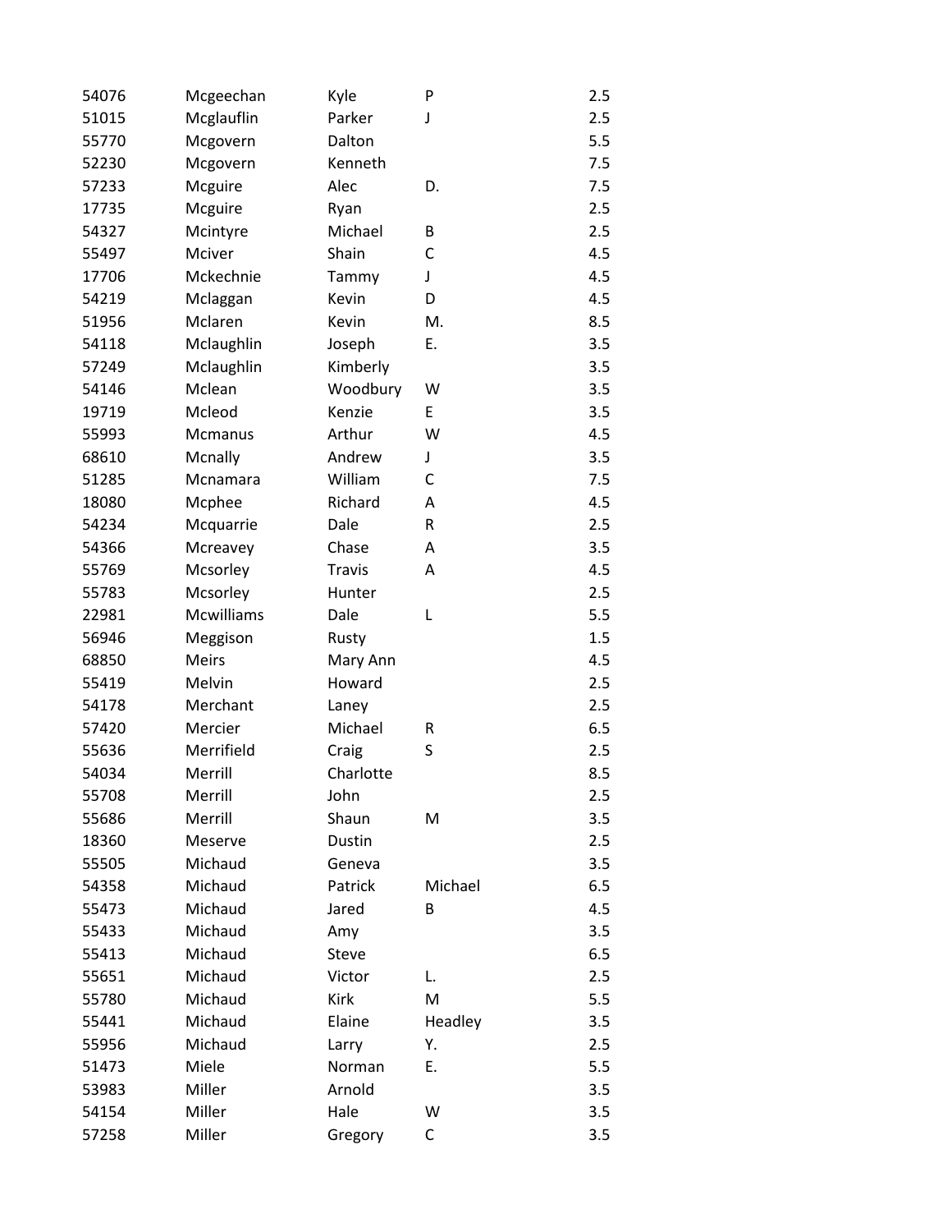| | | | | |
|---|---|---|---|---|
| 54076 | Mcgeechan | Kyle | P | 2.5 |
| 51015 | Mcglauflin | Parker | J | 2.5 |
| 55770 | Mcgovern | Dalton | | 5.5 |
| 52230 | Mcgovern | Kenneth | | 7.5 |
| 57233 | Mcguire | Alec | D. | 7.5 |
| 17735 | Mcguire | Ryan | | 2.5 |
| 54327 | Mcintyre | Michael | B | 2.5 |
| 55497 | Mciver | Shain | C | 4.5 |
| 17706 | Mckechnie | Tammy | J | 4.5 |
| 54219 | Mclaggan | Kevin | D | 4.5 |
| 51956 | Mclaren | Kevin | M. | 8.5 |
| 54118 | Mclaughlin | Joseph | E. | 3.5 |
| 57249 | Mclaughlin | Kimberly | | 3.5 |
| 54146 | Mclean | Woodbury | W | 3.5 |
| 19719 | Mcleod | Kenzie | E | 3.5 |
| 55993 | Mcmanus | Arthur | W | 4.5 |
| 68610 | Mcnally | Andrew | J | 3.5 |
| 51285 | Mcnamara | William | C | 7.5 |
| 18080 | Mcphee | Richard | A | 4.5 |
| 54234 | Mcquarrie | Dale | R | 2.5 |
| 54366 | Mcreavey | Chase | A | 3.5 |
| 55769 | Mcsorley | Travis | A | 4.5 |
| 55783 | Mcsorley | Hunter | | 2.5 |
| 22981 | Mcwilliams | Dale | L | 5.5 |
| 56946 | Meggison | Rusty | | 1.5 |
| 68850 | Meirs | Mary Ann | | 4.5 |
| 55419 | Melvin | Howard | | 2.5 |
| 54178 | Merchant | Laney | | 2.5 |
| 57420 | Mercier | Michael | R | 6.5 |
| 55636 | Merrifield | Craig | S | 2.5 |
| 54034 | Merrill | Charlotte | | 8.5 |
| 55708 | Merrill | John | | 2.5 |
| 55686 | Merrill | Shaun | M | 3.5 |
| 18360 | Meserve | Dustin | | 2.5 |
| 55505 | Michaud | Geneva | | 3.5 |
| 54358 | Michaud | Patrick | Michael | 6.5 |
| 55473 | Michaud | Jared | B | 4.5 |
| 55433 | Michaud | Amy | | 3.5 |
| 55413 | Michaud | Steve | | 6.5 |
| 55651 | Michaud | Victor | L. | 2.5 |
| 55780 | Michaud | Kirk | M | 5.5 |
| 55441 | Michaud | Elaine | Headley | 3.5 |
| 55956 | Michaud | Larry | Y. | 2.5 |
| 51473 | Miele | Norman | E. | 5.5 |
| 53983 | Miller | Arnold | | 3.5 |
| 54154 | Miller | Hale | W | 3.5 |
| 57258 | Miller | Gregory | C | 3.5 |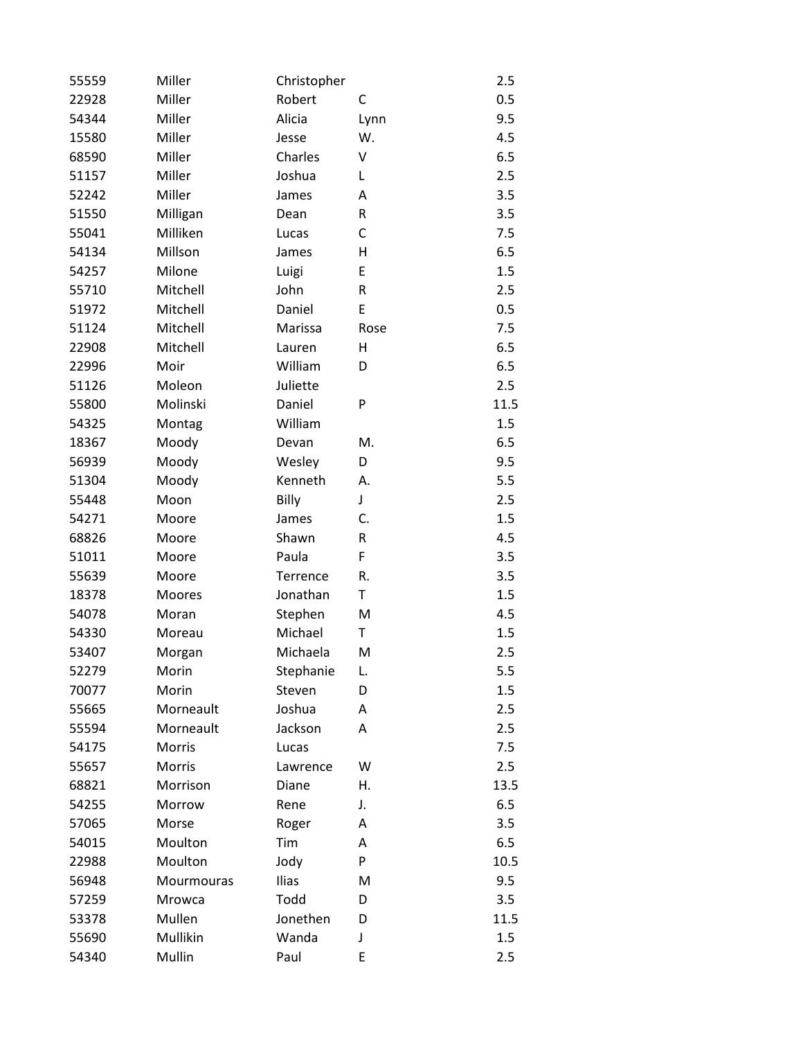| | | | | |
|---|---|---|---|---|
| 55559 | Miller | Christopher | | 2.5 |
| 22928 | Miller | Robert | C | 0.5 |
| 54344 | Miller | Alicia | Lynn | 9.5 |
| 15580 | Miller | Jesse | W. | 4.5 |
| 68590 | Miller | Charles | V | 6.5 |
| 51157 | Miller | Joshua | L | 2.5 |
| 52242 | Miller | James | A | 3.5 |
| 51550 | Milligan | Dean | R | 3.5 |
| 55041 | Milliken | Lucas | C | 7.5 |
| 54134 | Millson | James | H | 6.5 |
| 54257 | Milone | Luigi | E | 1.5 |
| 55710 | Mitchell | John | R | 2.5 |
| 51972 | Mitchell | Daniel | E | 0.5 |
| 51124 | Mitchell | Marissa | Rose | 7.5 |
| 22908 | Mitchell | Lauren | H | 6.5 |
| 22996 | Moir | William | D | 6.5 |
| 51126 | Moleon | Juliette | | 2.5 |
| 55800 | Molinski | Daniel | P | 11.5 |
| 54325 | Montag | William | | 1.5 |
| 18367 | Moody | Devan | M. | 6.5 |
| 56939 | Moody | Wesley | D | 9.5 |
| 51304 | Moody | Kenneth | A. | 5.5 |
| 55448 | Moon | Billy | J | 2.5 |
| 54271 | Moore | James | C. | 1.5 |
| 68826 | Moore | Shawn | R | 4.5 |
| 51011 | Moore | Paula | F | 3.5 |
| 55639 | Moore | Terrence | R. | 3.5 |
| 18378 | Moores | Jonathan | T | 1.5 |
| 54078 | Moran | Stephen | M | 4.5 |
| 54330 | Moreau | Michael | T | 1.5 |
| 53407 | Morgan | Michaela | M | 2.5 |
| 52279 | Morin | Stephanie | L. | 5.5 |
| 70077 | Morin | Steven | D | 1.5 |
| 55665 | Morneault | Joshua | A | 2.5 |
| 55594 | Morneault | Jackson | A | 2.5 |
| 54175 | Morris | Lucas | | 7.5 |
| 55657 | Morris | Lawrence | W | 2.5 |
| 68821 | Morrison | Diane | H. | 13.5 |
| 54255 | Morrow | Rene | J. | 6.5 |
| 57065 | Morse | Roger | A | 3.5 |
| 54015 | Moulton | Tim | A | 6.5 |
| 22988 | Moulton | Jody | P | 10.5 |
| 56948 | Mourmouras | Ilias | M | 9.5 |
| 57259 | Mrowca | Todd | D | 3.5 |
| 53378 | Mullen | Jonethen | D | 11.5 |
| 55690 | Mullikin | Wanda | J | 1.5 |
| 54340 | Mullin | Paul | E | 2.5 |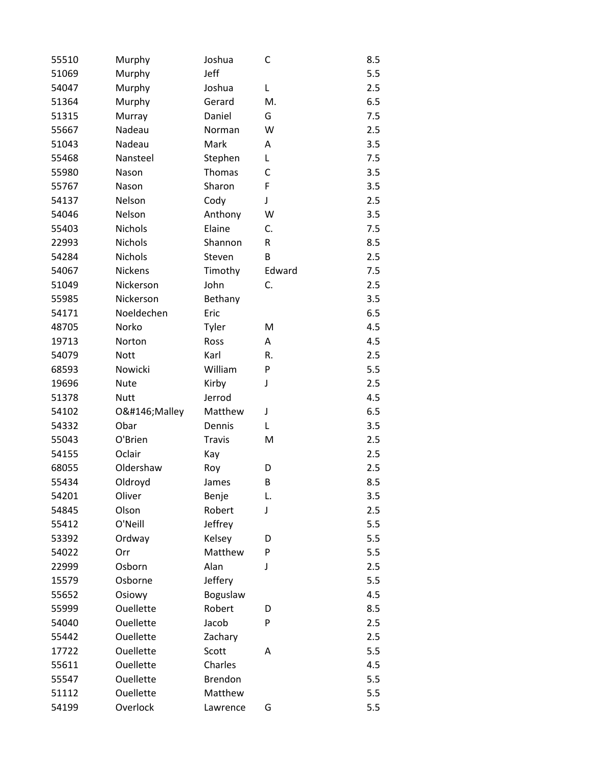| | | | | |
|---|---|---|---|---|
| 55510 | Murphy | Joshua | C | 8.5 |
| 51069 | Murphy | Jeff | | 5.5 |
| 54047 | Murphy | Joshua | L | 2.5 |
| 51364 | Murphy | Gerard | M. | 6.5 |
| 51315 | Murray | Daniel | G | 7.5 |
| 55667 | Nadeau | Norman | W | 2.5 |
| 51043 | Nadeau | Mark | A | 3.5 |
| 55468 | Nansteel | Stephen | L | 7.5 |
| 55980 | Nason | Thomas | C | 3.5 |
| 55767 | Nason | Sharon | F | 3.5 |
| 54137 | Nelson | Cody | J | 2.5 |
| 54046 | Nelson | Anthony | W | 3.5 |
| 55403 | Nichols | Elaine | C. | 7.5 |
| 22993 | Nichols | Shannon | R | 8.5 |
| 54284 | Nichols | Steven | B | 2.5 |
| 54067 | Nickens | Timothy | Edward | 7.5 |
| 51049 | Nickerson | John | C. | 2.5 |
| 55985 | Nickerson | Bethany | | 3.5 |
| 54171 | Noeldechen | Eric | | 6.5 |
| 48705 | Norko | Tyler | M | 4.5 |
| 19713 | Norton | Ross | A | 4.5 |
| 54079 | Nott | Karl | R. | 2.5 |
| 68593 | Nowicki | William | P | 5.5 |
| 19696 | Nute | Kirby | J | 2.5 |
| 51378 | Nutt | Jerrod | | 4.5 |
| 54102 | O&#146;Malley | Matthew | J | 6.5 |
| 54332 | Obar | Dennis | L | 3.5 |
| 55043 | O'Brien | Travis | M | 2.5 |
| 54155 | Oclair | Kay | | 2.5 |
| 68055 | Oldershaw | Roy | D | 2.5 |
| 55434 | Oldroyd | James | B | 8.5 |
| 54201 | Oliver | Benje | L. | 3.5 |
| 54845 | Olson | Robert | J | 2.5 |
| 55412 | O'Neill | Jeffrey | | 5.5 |
| 53392 | Ordway | Kelsey | D | 5.5 |
| 54022 | Orr | Matthew | P | 5.5 |
| 22999 | Osborn | Alan | J | 2.5 |
| 15579 | Osborne | Jeffery | | 5.5 |
| 55652 | Osiowy | Boguslaw | | 4.5 |
| 55999 | Ouellette | Robert | D | 8.5 |
| 54040 | Ouellette | Jacob | P | 2.5 |
| 55442 | Ouellette | Zachary | | 2.5 |
| 17722 | Ouellette | Scott | A | 5.5 |
| 55611 | Ouellette | Charles | | 4.5 |
| 55547 | Ouellette | Brendon | | 5.5 |
| 51112 | Ouellette | Matthew | | 5.5 |
| 54199 | Overlock | Lawrence | G | 5.5 |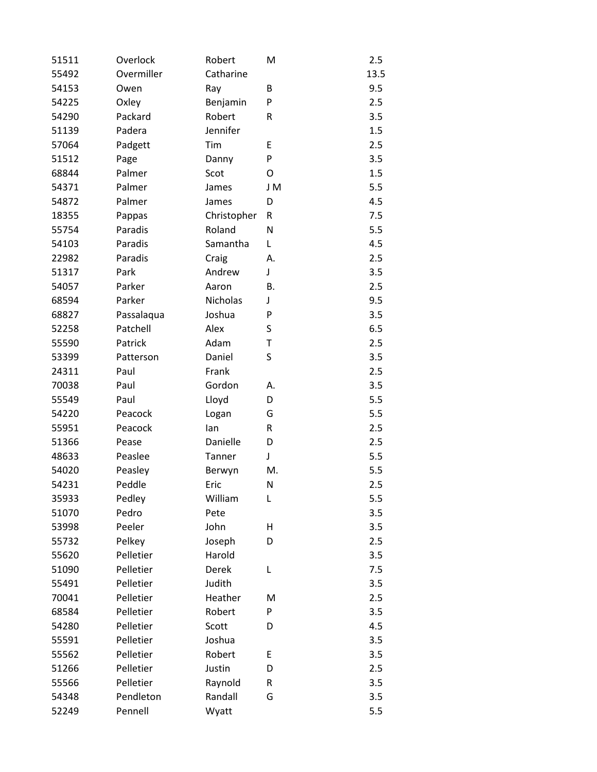| | | | | |
|---|---|---|---|---|
| 51511 | Overlock | Robert | M | 2.5 |
| 55492 | Overmiller | Catharine | | 13.5 |
| 54153 | Owen | Ray | B | 9.5 |
| 54225 | Oxley | Benjamin | P | 2.5 |
| 54290 | Packard | Robert | R | 3.5 |
| 51139 | Padera | Jennifer | | 1.5 |
| 57064 | Padgett | Tim | E | 2.5 |
| 51512 | Page | Danny | P | 3.5 |
| 68844 | Palmer | Scot | O | 1.5 |
| 54371 | Palmer | James | J M | 5.5 |
| 54872 | Palmer | James | D | 4.5 |
| 18355 | Pappas | Christopher | R | 7.5 |
| 55754 | Paradis | Roland | N | 5.5 |
| 54103 | Paradis | Samantha | L | 4.5 |
| 22982 | Paradis | Craig | A. | 2.5 |
| 51317 | Park | Andrew | J | 3.5 |
| 54057 | Parker | Aaron | B. | 2.5 |
| 68594 | Parker | Nicholas | J | 9.5 |
| 68827 | Passalaqua | Joshua | P | 3.5 |
| 52258 | Patchell | Alex | S | 6.5 |
| 55590 | Patrick | Adam | T | 2.5 |
| 53399 | Patterson | Daniel | S | 3.5 |
| 24311 | Paul | Frank | | 2.5 |
| 70038 | Paul | Gordon | A. | 3.5 |
| 55549 | Paul | Lloyd | D | 5.5 |
| 54220 | Peacock | Logan | G | 5.5 |
| 55951 | Peacock | Ian | R | 2.5 |
| 51366 | Pease | Danielle | D | 2.5 |
| 48633 | Peaslee | Tanner | J | 5.5 |
| 54020 | Peasley | Berwyn | M. | 5.5 |
| 54231 | Peddle | Eric | N | 2.5 |
| 35933 | Pedley | William | L | 5.5 |
| 51070 | Pedro | Pete | | 3.5 |
| 53998 | Peeler | John | H | 3.5 |
| 55732 | Pelkey | Joseph | D | 2.5 |
| 55620 | Pelletier | Harold | | 3.5 |
| 51090 | Pelletier | Derek | L | 7.5 |
| 55491 | Pelletier | Judith | | 3.5 |
| 70041 | Pelletier | Heather | M | 2.5 |
| 68584 | Pelletier | Robert | P | 3.5 |
| 54280 | Pelletier | Scott | D | 4.5 |
| 55591 | Pelletier | Joshua | | 3.5 |
| 55562 | Pelletier | Robert | E | 3.5 |
| 51266 | Pelletier | Justin | D | 2.5 |
| 55566 | Pelletier | Raynold | R | 3.5 |
| 54348 | Pendleton | Randall | G | 3.5 |
| 52249 | Pennell | Wyatt | | 5.5 |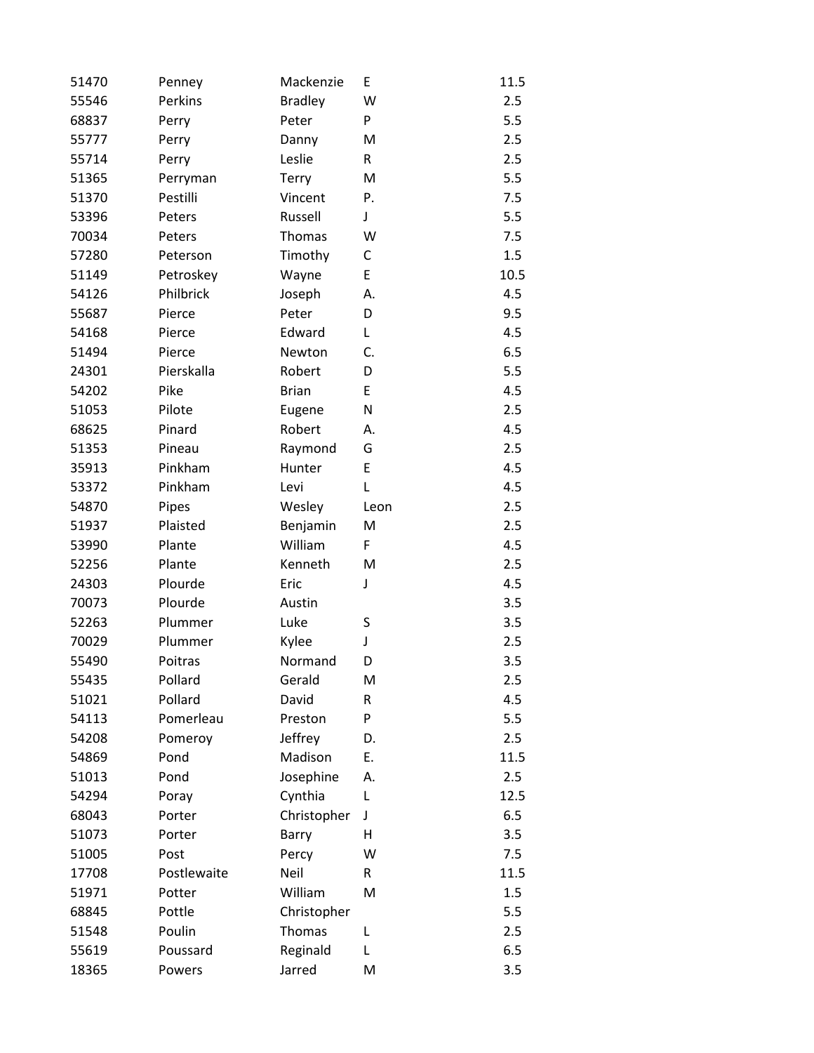| | | | | |
|---|---|---|---|---|
| 51470 | Penney | Mackenzie | E | 11.5 |
| 55546 | Perkins | Bradley | W | 2.5 |
| 68837 | Perry | Peter | P | 5.5 |
| 55777 | Perry | Danny | M | 2.5 |
| 55714 | Perry | Leslie | R | 2.5 |
| 51365 | Perryman | Terry | M | 5.5 |
| 51370 | Pestilli | Vincent | P. | 7.5 |
| 53396 | Peters | Russell | J | 5.5 |
| 70034 | Peters | Thomas | W | 7.5 |
| 57280 | Peterson | Timothy | C | 1.5 |
| 51149 | Petroskey | Wayne | E | 10.5 |
| 54126 | Philbrick | Joseph | A. | 4.5 |
| 55687 | Pierce | Peter | D | 9.5 |
| 54168 | Pierce | Edward | L | 4.5 |
| 51494 | Pierce | Newton | C. | 6.5 |
| 24301 | Pierskalla | Robert | D | 5.5 |
| 54202 | Pike | Brian | E | 4.5 |
| 51053 | Pilote | Eugene | N | 2.5 |
| 68625 | Pinard | Robert | A. | 4.5 |
| 51353 | Pineau | Raymond | G | 2.5 |
| 35913 | Pinkham | Hunter | E | 4.5 |
| 53372 | Pinkham | Levi | L | 4.5 |
| 54870 | Pipes | Wesley | Leon | 2.5 |
| 51937 | Plaisted | Benjamin | M | 2.5 |
| 53990 | Plante | William | F | 4.5 |
| 52256 | Plante | Kenneth | M | 2.5 |
| 24303 | Plourde | Eric | J | 4.5 |
| 70073 | Plourde | Austin | | 3.5 |
| 52263 | Plummer | Luke | S | 3.5 |
| 70029 | Plummer | Kylee | J | 2.5 |
| 55490 | Poitras | Normand | D | 3.5 |
| 55435 | Pollard | Gerald | M | 2.5 |
| 51021 | Pollard | David | R | 4.5 |
| 54113 | Pomerleau | Preston | P | 5.5 |
| 54208 | Pomeroy | Jeffrey | D. | 2.5 |
| 54869 | Pond | Madison | E. | 11.5 |
| 51013 | Pond | Josephine | A. | 2.5 |
| 54294 | Poray | Cynthia | L | 12.5 |
| 68043 | Porter | Christopher | J | 6.5 |
| 51073 | Porter | Barry | H | 3.5 |
| 51005 | Post | Percy | W | 7.5 |
| 17708 | Postlewaite | Neil | R | 11.5 |
| 51971 | Potter | William | M | 1.5 |
| 68845 | Pottle | Christopher | | 5.5 |
| 51548 | Poulin | Thomas | L | 2.5 |
| 55619 | Poussard | Reginald | L | 6.5 |
| 18365 | Powers | Jarred | M | 3.5 |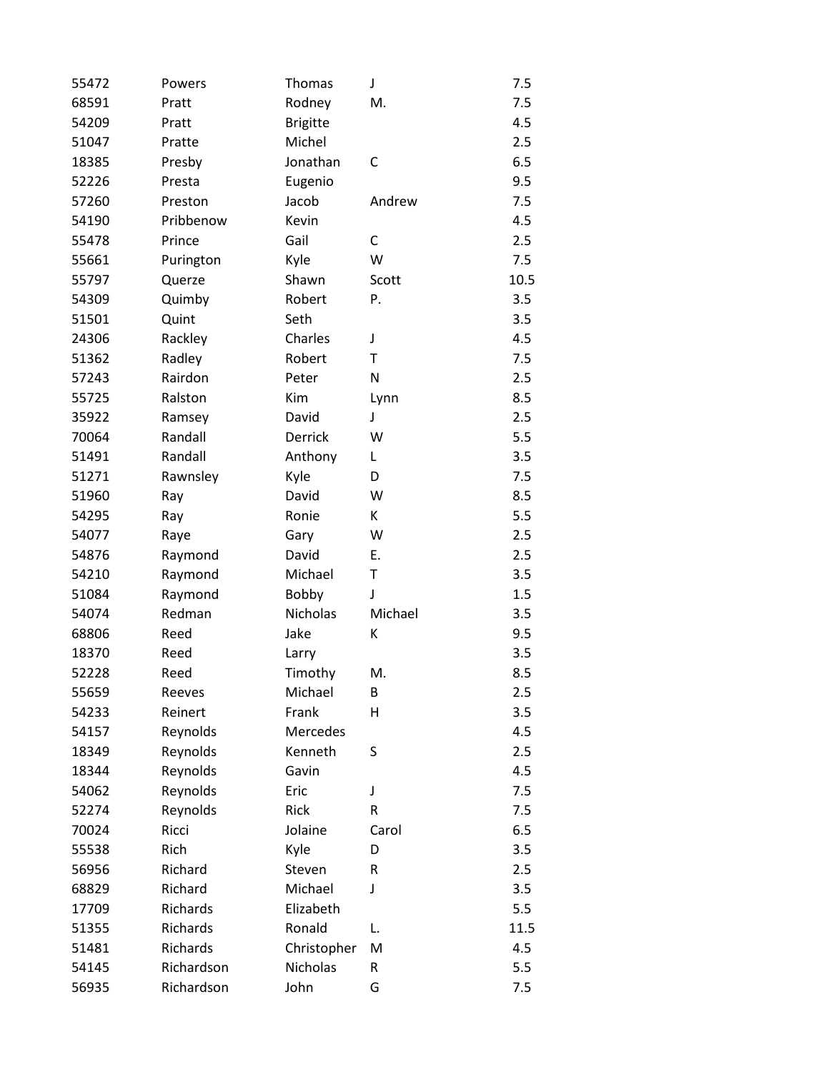| | | | | |
|---|---|---|---|---|
| 55472 | Powers | Thomas | J | 7.5 |
| 68591 | Pratt | Rodney | M. | 7.5 |
| 54209 | Pratt | Brigitte | | 4.5 |
| 51047 | Pratte | Michel | | 2.5 |
| 18385 | Presby | Jonathan | C | 6.5 |
| 52226 | Presta | Eugenio | | 9.5 |
| 57260 | Preston | Jacob | Andrew | 7.5 |
| 54190 | Pribbenow | Kevin | | 4.5 |
| 55478 | Prince | Gail | C | 2.5 |
| 55661 | Purington | Kyle | W | 7.5 |
| 55797 | Querze | Shawn | Scott | 10.5 |
| 54309 | Quimby | Robert | P. | 3.5 |
| 51501 | Quint | Seth | | 3.5 |
| 24306 | Rackley | Charles | J | 4.5 |
| 51362 | Radley | Robert | T | 7.5 |
| 57243 | Rairdon | Peter | N | 2.5 |
| 55725 | Ralston | Kim | Lynn | 8.5 |
| 35922 | Ramsey | David | J | 2.5 |
| 70064 | Randall | Derrick | W | 5.5 |
| 51491 | Randall | Anthony | L | 3.5 |
| 51271 | Rawnsley | Kyle | D | 7.5 |
| 51960 | Ray | David | W | 8.5 |
| 54295 | Ray | Ronie | K | 5.5 |
| 54077 | Raye | Gary | W | 2.5 |
| 54876 | Raymond | David | E. | 2.5 |
| 54210 | Raymond | Michael | T | 3.5 |
| 51084 | Raymond | Bobby | J | 1.5 |
| 54074 | Redman | Nicholas | Michael | 3.5 |
| 68806 | Reed | Jake | K | 9.5 |
| 18370 | Reed | Larry | | 3.5 |
| 52228 | Reed | Timothy | M. | 8.5 |
| 55659 | Reeves | Michael | B | 2.5 |
| 54233 | Reinert | Frank | H | 3.5 |
| 54157 | Reynolds | Mercedes | | 4.5 |
| 18349 | Reynolds | Kenneth | S | 2.5 |
| 18344 | Reynolds | Gavin | | 4.5 |
| 54062 | Reynolds | Eric | J | 7.5 |
| 52274 | Reynolds | Rick | R | 7.5 |
| 70024 | Ricci | Jolaine | Carol | 6.5 |
| 55538 | Rich | Kyle | D | 3.5 |
| 56956 | Richard | Steven | R | 2.5 |
| 68829 | Richard | Michael | J | 3.5 |
| 17709 | Richards | Elizabeth | | 5.5 |
| 51355 | Richards | Ronald | L. | 11.5 |
| 51481 | Richards | Christopher | M | 4.5 |
| 54145 | Richardson | Nicholas | R | 5.5 |
| 56935 | Richardson | John | G | 7.5 |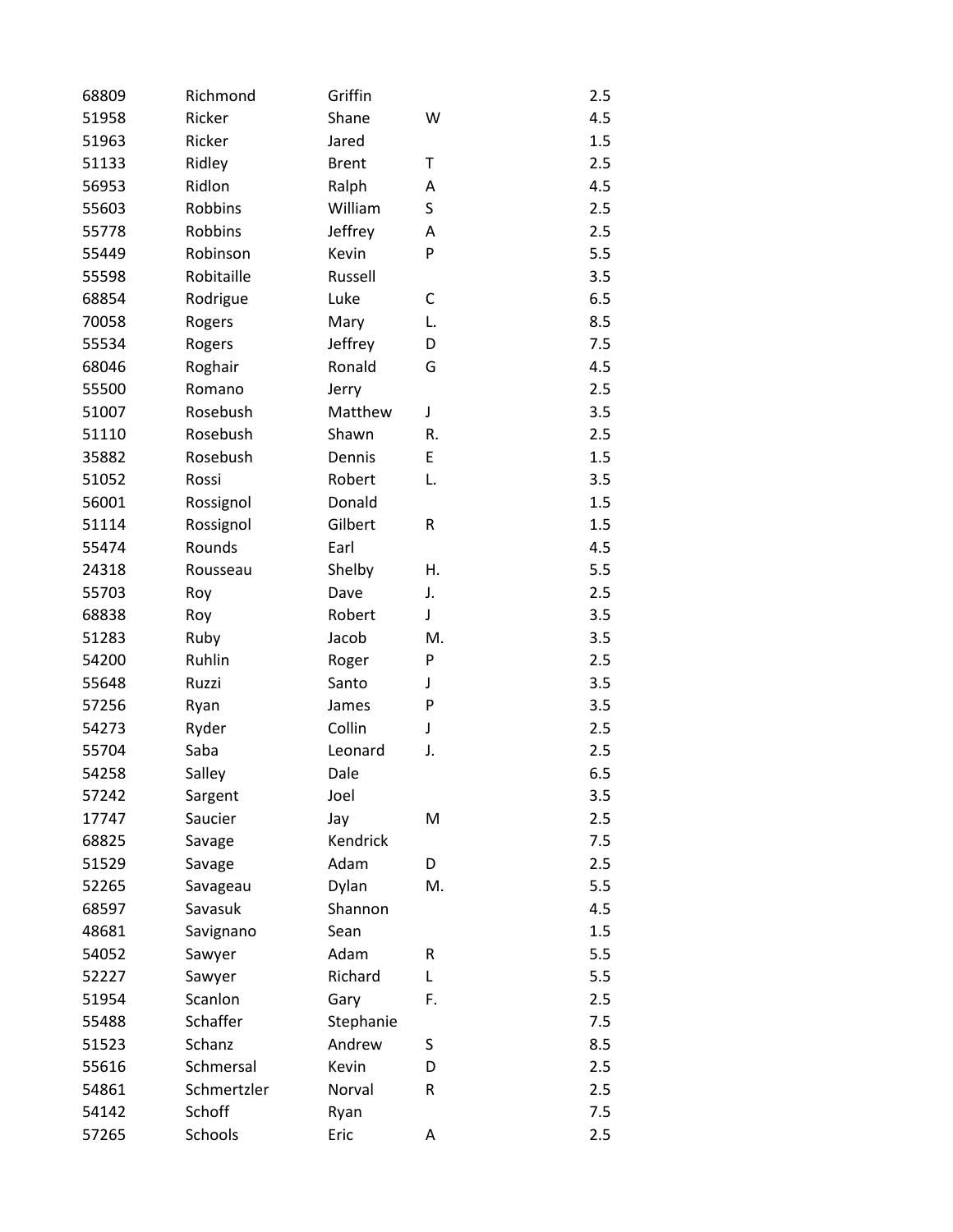| | | | | |
|---|---|---|---|---|
| 68809 | Richmond | Griffin | | 2.5 |
| 51958 | Ricker | Shane | W | 4.5 |
| 51963 | Ricker | Jared | | 1.5 |
| 51133 | Ridley | Brent | T | 2.5 |
| 56953 | Ridlon | Ralph | A | 4.5 |
| 55603 | Robbins | William | S | 2.5 |
| 55778 | Robbins | Jeffrey | A | 2.5 |
| 55449 | Robinson | Kevin | P | 5.5 |
| 55598 | Robitaille | Russell | | 3.5 |
| 68854 | Rodrigue | Luke | C | 6.5 |
| 70058 | Rogers | Mary | L. | 8.5 |
| 55534 | Rogers | Jeffrey | D | 7.5 |
| 68046 | Roghair | Ronald | G | 4.5 |
| 55500 | Romano | Jerry | | 2.5 |
| 51007 | Rosebush | Matthew | J | 3.5 |
| 51110 | Rosebush | Shawn | R. | 2.5 |
| 35882 | Rosebush | Dennis | E | 1.5 |
| 51052 | Rossi | Robert | L. | 3.5 |
| 56001 | Rossignol | Donald | | 1.5 |
| 51114 | Rossignol | Gilbert | R | 1.5 |
| 55474 | Rounds | Earl | | 4.5 |
| 24318 | Rousseau | Shelby | H. | 5.5 |
| 55703 | Roy | Dave | J. | 2.5 |
| 68838 | Roy | Robert | J | 3.5 |
| 51283 | Ruby | Jacob | M. | 3.5 |
| 54200 | Ruhlin | Roger | P | 2.5 |
| 55648 | Ruzzi | Santo | J | 3.5 |
| 57256 | Ryan | James | P | 3.5 |
| 54273 | Ryder | Collin | J | 2.5 |
| 55704 | Saba | Leonard | J. | 2.5 |
| 54258 | Salley | Dale | | 6.5 |
| 57242 | Sargent | Joel | | 3.5 |
| 17747 | Saucier | Jay | M | 2.5 |
| 68825 | Savage | Kendrick | | 7.5 |
| 51529 | Savage | Adam | D | 2.5 |
| 52265 | Savageau | Dylan | M. | 5.5 |
| 68597 | Savasuk | Shannon | | 4.5 |
| 48681 | Savignano | Sean | | 1.5 |
| 54052 | Sawyer | Adam | R | 5.5 |
| 52227 | Sawyer | Richard | L | 5.5 |
| 51954 | Scanlon | Gary | F. | 2.5 |
| 55488 | Schaffer | Stephanie | | 7.5 |
| 51523 | Schanz | Andrew | S | 8.5 |
| 55616 | Schmersal | Kevin | D | 2.5 |
| 54861 | Schmertzler | Norval | R | 2.5 |
| 54142 | Schoff | Ryan | | 7.5 |
| 57265 | Schools | Eric | A | 2.5 |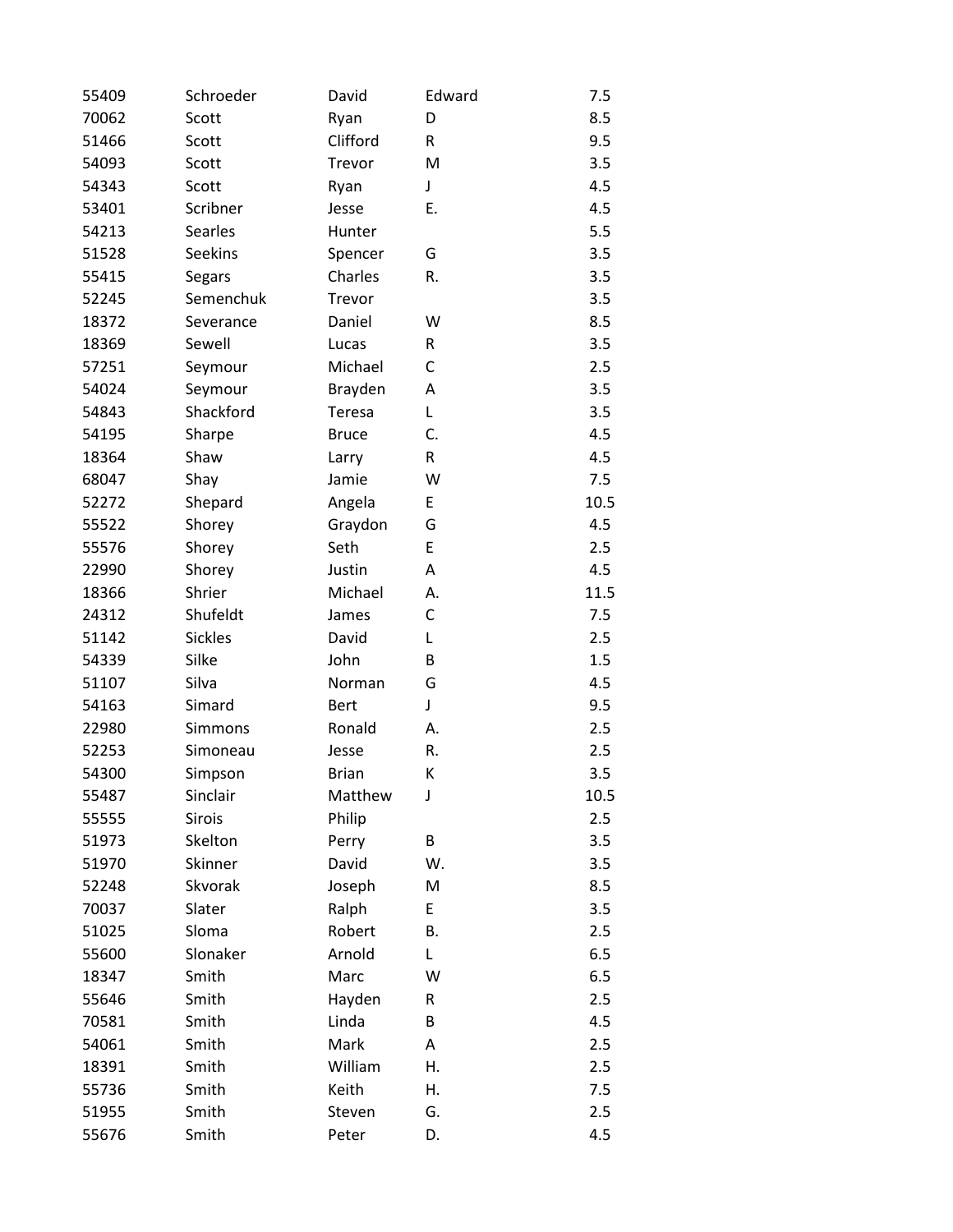| | | | | |
|---|---|---|---|---|
| 55409 | Schroeder | David | Edward | 7.5 |
| 70062 | Scott | Ryan | D | 8.5 |
| 51466 | Scott | Clifford | R | 9.5 |
| 54093 | Scott | Trevor | M | 3.5 |
| 54343 | Scott | Ryan | J | 4.5 |
| 53401 | Scribner | Jesse | E. | 4.5 |
| 54213 | Searles | Hunter | | 5.5 |
| 51528 | Seekins | Spencer | G | 3.5 |
| 55415 | Segars | Charles | R. | 3.5 |
| 52245 | Semenchuk | Trevor | | 3.5 |
| 18372 | Severance | Daniel | W | 8.5 |
| 18369 | Sewell | Lucas | R | 3.5 |
| 57251 | Seymour | Michael | C | 2.5 |
| 54024 | Seymour | Brayden | A | 3.5 |
| 54843 | Shackford | Teresa | L | 3.5 |
| 54195 | Sharpe | Bruce | C. | 4.5 |
| 18364 | Shaw | Larry | R | 4.5 |
| 68047 | Shay | Jamie | W | 7.5 |
| 52272 | Shepard | Angela | E | 10.5 |
| 55522 | Shorey | Graydon | G | 4.5 |
| 55576 | Shorey | Seth | E | 2.5 |
| 22990 | Shorey | Justin | A | 4.5 |
| 18366 | Shrier | Michael | A. | 11.5 |
| 24312 | Shufeldt | James | C | 7.5 |
| 51142 | Sickles | David | L | 2.5 |
| 54339 | Silke | John | B | 1.5 |
| 51107 | Silva | Norman | G | 4.5 |
| 54163 | Simard | Bert | J | 9.5 |
| 22980 | Simmons | Ronald | A. | 2.5 |
| 52253 | Simoneau | Jesse | R. | 2.5 |
| 54300 | Simpson | Brian | K | 3.5 |
| 55487 | Sinclair | Matthew | J | 10.5 |
| 55555 | Sirois | Philip | | 2.5 |
| 51973 | Skelton | Perry | B | 3.5 |
| 51970 | Skinner | David | W. | 3.5 |
| 52248 | Skvorak | Joseph | M | 8.5 |
| 70037 | Slater | Ralph | E | 3.5 |
| 51025 | Sloma | Robert | B. | 2.5 |
| 55600 | Slonaker | Arnold | L | 6.5 |
| 18347 | Smith | Marc | W | 6.5 |
| 55646 | Smith | Hayden | R | 2.5 |
| 70581 | Smith | Linda | B | 4.5 |
| 54061 | Smith | Mark | A | 2.5 |
| 18391 | Smith | William | H. | 2.5 |
| 55736 | Smith | Keith | H. | 7.5 |
| 51955 | Smith | Steven | G. | 2.5 |
| 55676 | Smith | Peter | D. | 4.5 |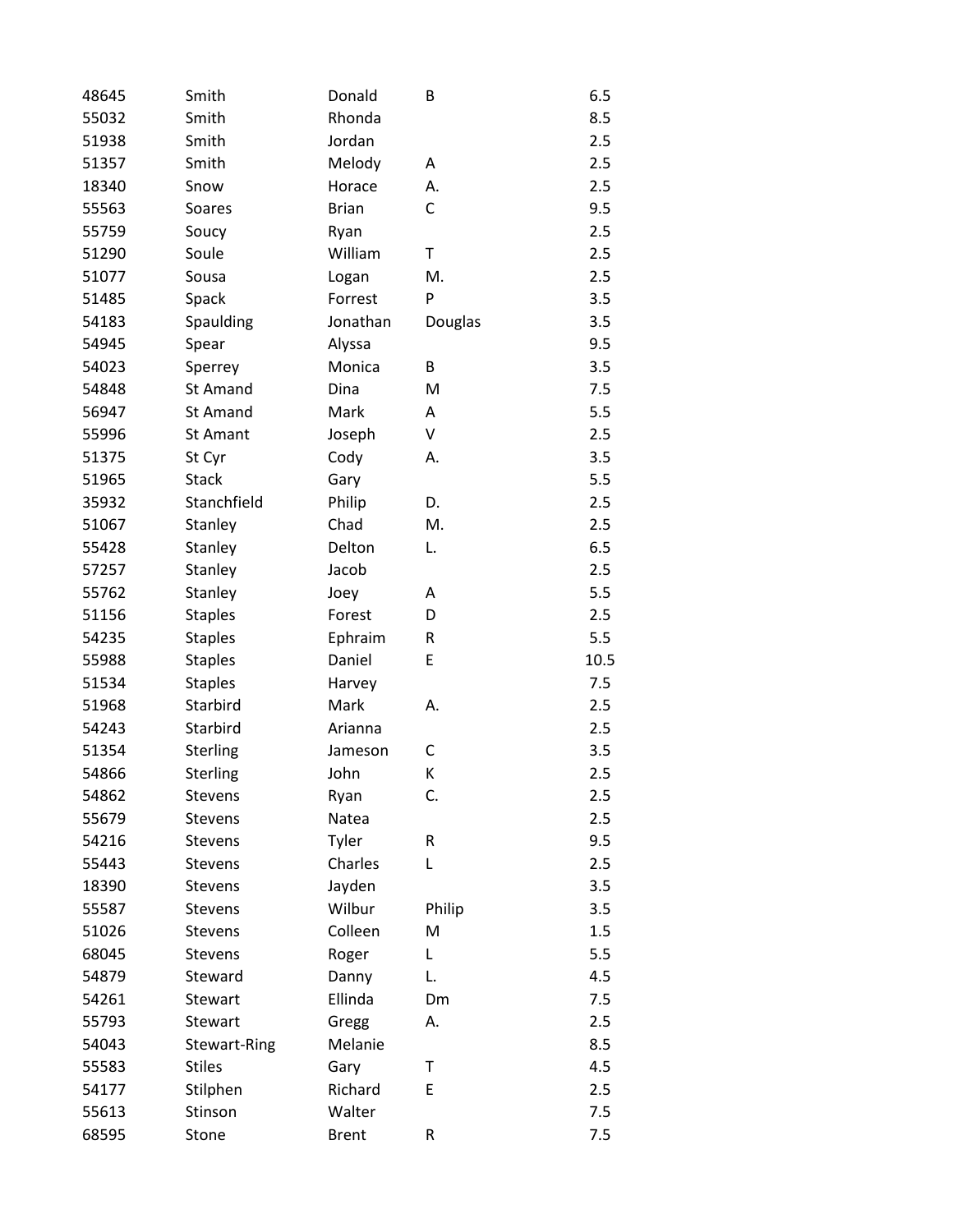| | | | | |
|---|---|---|---|---|
| 48645 | Smith | Donald | B | 6.5 |
| 55032 | Smith | Rhonda | | 8.5 |
| 51938 | Smith | Jordan | | 2.5 |
| 51357 | Smith | Melody | A | 2.5 |
| 18340 | Snow | Horace | A. | 2.5 |
| 55563 | Soares | Brian | C | 9.5 |
| 55759 | Soucy | Ryan | | 2.5 |
| 51290 | Soule | William | T | 2.5 |
| 51077 | Sousa | Logan | M. | 2.5 |
| 51485 | Spack | Forrest | P | 3.5 |
| 54183 | Spaulding | Jonathan | Douglas | 3.5 |
| 54945 | Spear | Alyssa | | 9.5 |
| 54023 | Sperrey | Monica | B | 3.5 |
| 54848 | St Amand | Dina | M | 7.5 |
| 56947 | St Amand | Mark | A | 5.5 |
| 55996 | St Amant | Joseph | V | 2.5 |
| 51375 | St Cyr | Cody | A. | 3.5 |
| 51965 | Stack | Gary | | 5.5 |
| 35932 | Stanchfield | Philip | D. | 2.5 |
| 51067 | Stanley | Chad | M. | 2.5 |
| 55428 | Stanley | Delton | L. | 6.5 |
| 57257 | Stanley | Jacob | | 2.5 |
| 55762 | Stanley | Joey | A | 5.5 |
| 51156 | Staples | Forest | D | 2.5 |
| 54235 | Staples | Ephraim | R | 5.5 |
| 55988 | Staples | Daniel | E | 10.5 |
| 51534 | Staples | Harvey | | 7.5 |
| 51968 | Starbird | Mark | A. | 2.5 |
| 54243 | Starbird | Arianna | | 2.5 |
| 51354 | Sterling | Jameson | C | 3.5 |
| 54866 | Sterling | John | K | 2.5 |
| 54862 | Stevens | Ryan | C. | 2.5 |
| 55679 | Stevens | Natea | | 2.5 |
| 54216 | Stevens | Tyler | R | 9.5 |
| 55443 | Stevens | Charles | L | 2.5 |
| 18390 | Stevens | Jayden | | 3.5 |
| 55587 | Stevens | Wilbur | Philip | 3.5 |
| 51026 | Stevens | Colleen | M | 1.5 |
| 68045 | Stevens | Roger | L | 5.5 |
| 54879 | Steward | Danny | L. | 4.5 |
| 54261 | Stewart | Ellinda | Dm | 7.5 |
| 55793 | Stewart | Gregg | A. | 2.5 |
| 54043 | Stewart-Ring | Melanie | | 8.5 |
| 55583 | Stiles | Gary | T | 4.5 |
| 54177 | Stilphen | Richard | E | 2.5 |
| 55613 | Stinson | Walter | | 7.5 |
| 68595 | Stone | Brent | R | 7.5 |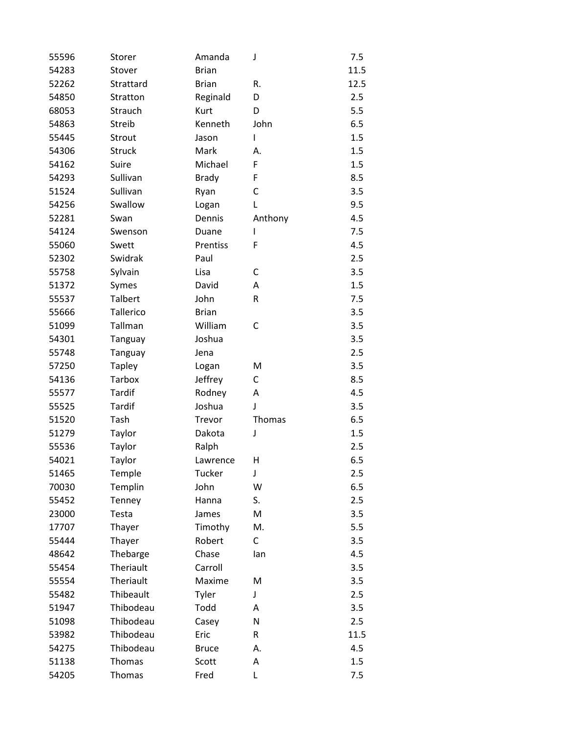| | | | | |
|---|---|---|---|---|
| 55596 | Storer | Amanda | J | 7.5 |
| 54283 | Stover | Brian | | 11.5 |
| 52262 | Strattard | Brian | R. | 12.5 |
| 54850 | Stratton | Reginald | D | 2.5 |
| 68053 | Strauch | Kurt | D | 5.5 |
| 54863 | Streib | Kenneth | John | 6.5 |
| 55445 | Strout | Jason | I | 1.5 |
| 54306 | Struck | Mark | A. | 1.5 |
| 54162 | Suire | Michael | F | 1.5 |
| 54293 | Sullivan | Brady | F | 8.5 |
| 51524 | Sullivan | Ryan | C | 3.5 |
| 54256 | Swallow | Logan | L | 9.5 |
| 52281 | Swan | Dennis | Anthony | 4.5 |
| 54124 | Swenson | Duane | I | 7.5 |
| 55060 | Swett | Prentiss | F | 4.5 |
| 52302 | Swidrak | Paul | | 2.5 |
| 55758 | Sylvain | Lisa | C | 3.5 |
| 51372 | Symes | David | A | 1.5 |
| 55537 | Talbert | John | R | 7.5 |
| 55666 | Tallerico | Brian | | 3.5 |
| 51099 | Tallman | William | C | 3.5 |
| 54301 | Tanguay | Joshua | | 3.5 |
| 55748 | Tanguay | Jena | | 2.5 |
| 57250 | Tapley | Logan | M | 3.5 |
| 54136 | Tarbox | Jeffrey | C | 8.5 |
| 55577 | Tardif | Rodney | A | 4.5 |
| 55525 | Tardif | Joshua | J | 3.5 |
| 51520 | Tash | Trevor | Thomas | 6.5 |
| 51279 | Taylor | Dakota | J | 1.5 |
| 55536 | Taylor | Ralph | | 2.5 |
| 54021 | Taylor | Lawrence | H | 6.5 |
| 51465 | Temple | Tucker | J | 2.5 |
| 70030 | Templin | John | W | 6.5 |
| 55452 | Tenney | Hanna | S. | 2.5 |
| 23000 | Testa | James | M | 3.5 |
| 17707 | Thayer | Timothy | M. | 5.5 |
| 55444 | Thayer | Robert | C | 3.5 |
| 48642 | Thebarge | Chase | Ian | 4.5 |
| 55454 | Theriault | Carroll | | 3.5 |
| 55554 | Theriault | Maxime | M | 3.5 |
| 55482 | Thibeault | Tyler | J | 2.5 |
| 51947 | Thibodeau | Todd | A | 3.5 |
| 51098 | Thibodeau | Casey | N | 2.5 |
| 53982 | Thibodeau | Eric | R | 11.5 |
| 54275 | Thibodeau | Bruce | A. | 4.5 |
| 51138 | Thomas | Scott | A | 1.5 |
| 54205 | Thomas | Fred | L | 7.5 |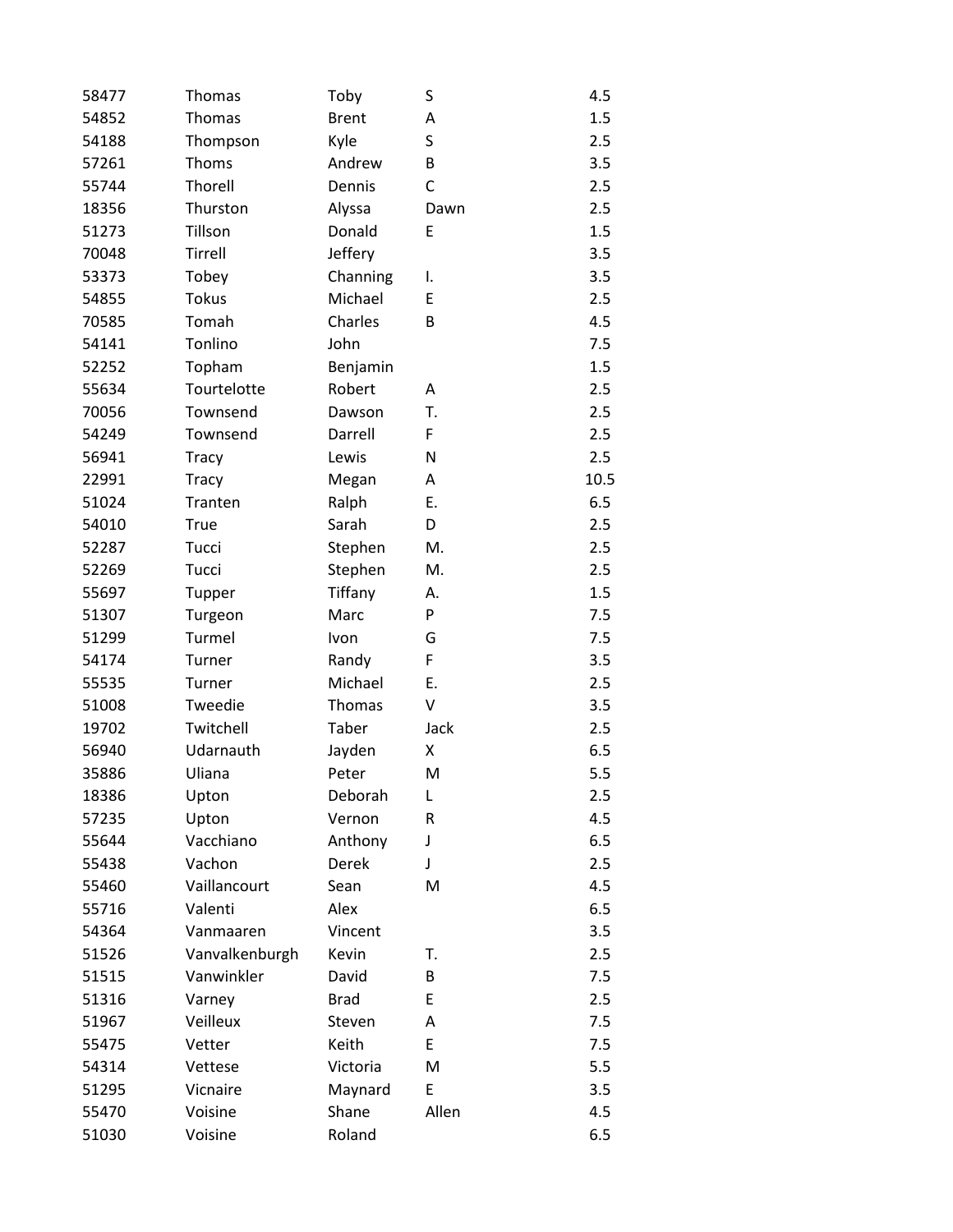| | | | | |
|---|---|---|---|---|
| 58477 | Thomas | Toby | S | 4.5 |
| 54852 | Thomas | Brent | A | 1.5 |
| 54188 | Thompson | Kyle | S | 2.5 |
| 57261 | Thoms | Andrew | B | 3.5 |
| 55744 | Thorell | Dennis | C | 2.5 |
| 18356 | Thurston | Alyssa | Dawn | 2.5 |
| 51273 | Tillson | Donald | E | 1.5 |
| 70048 | Tirrell | Jeffery | | 3.5 |
| 53373 | Tobey | Channing | I. | 3.5 |
| 54855 | Tokus | Michael | E | 2.5 |
| 70585 | Tomah | Charles | B | 4.5 |
| 54141 | Tonlino | John | | 7.5 |
| 52252 | Topham | Benjamin | | 1.5 |
| 55634 | Tourtelotte | Robert | A | 2.5 |
| 70056 | Townsend | Dawson | T. | 2.5 |
| 54249 | Townsend | Darrell | F | 2.5 |
| 56941 | Tracy | Lewis | N | 2.5 |
| 22991 | Tracy | Megan | A | 10.5 |
| 51024 | Tranten | Ralph | E. | 6.5 |
| 54010 | True | Sarah | D | 2.5 |
| 52287 | Tucci | Stephen | M. | 2.5 |
| 52269 | Tucci | Stephen | M. | 2.5 |
| 55697 | Tupper | Tiffany | A. | 1.5 |
| 51307 | Turgeon | Marc | P | 7.5 |
| 51299 | Turmel | Ivon | G | 7.5 |
| 54174 | Turner | Randy | F | 3.5 |
| 55535 | Turner | Michael | E. | 2.5 |
| 51008 | Tweedie | Thomas | V | 3.5 |
| 19702 | Twitchell | Taber | Jack | 2.5 |
| 56940 | Udarnauth | Jayden | X | 6.5 |
| 35886 | Uliana | Peter | M | 5.5 |
| 18386 | Upton | Deborah | L | 2.5 |
| 57235 | Upton | Vernon | R | 4.5 |
| 55644 | Vacchiano | Anthony | J | 6.5 |
| 55438 | Vachon | Derek | J | 2.5 |
| 55460 | Vaillancourt | Sean | M | 4.5 |
| 55716 | Valenti | Alex | | 6.5 |
| 54364 | Vanmaaren | Vincent | | 3.5 |
| 51526 | Vanvalkenburgh | Kevin | T. | 2.5 |
| 51515 | Vanwinkler | David | B | 7.5 |
| 51316 | Varney | Brad | E | 2.5 |
| 51967 | Veilleux | Steven | A | 7.5 |
| 55475 | Vetter | Keith | E | 7.5 |
| 54314 | Vettese | Victoria | M | 5.5 |
| 51295 | Vicnaire | Maynard | E | 3.5 |
| 55470 | Voisine | Shane | Allen | 4.5 |
| 51030 | Voisine | Roland | | 6.5 |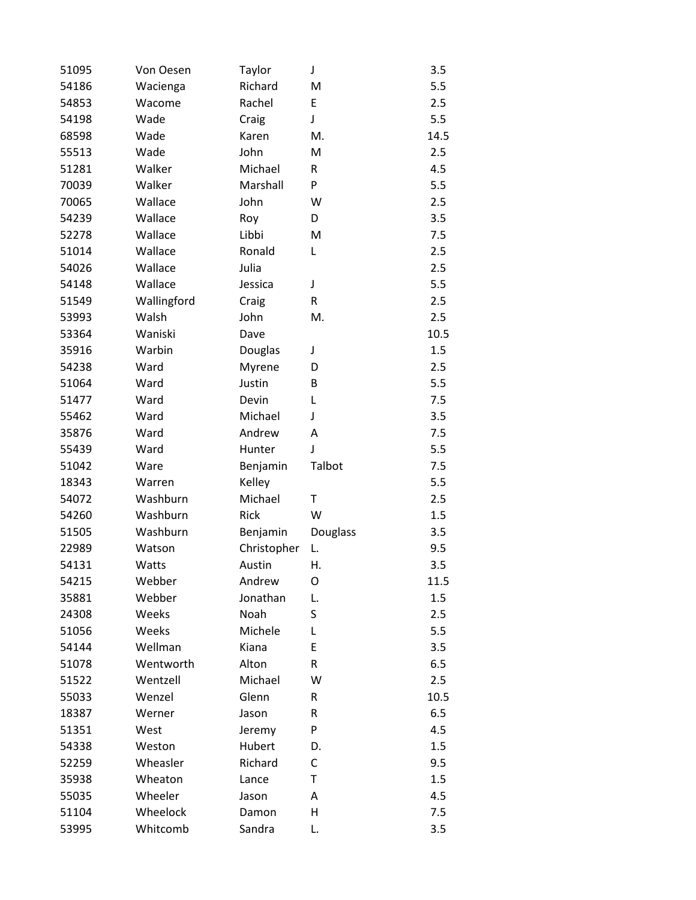| | | | | |
|---|---|---|---|---|
| 51095 | Von Oesen | Taylor | J | 3.5 |
| 54186 | Wacienga | Richard | M | 5.5 |
| 54853 | Wacome | Rachel | E | 2.5 |
| 54198 | Wade | Craig | J | 5.5 |
| 68598 | Wade | Karen | M. | 14.5 |
| 55513 | Wade | John | M | 2.5 |
| 51281 | Walker | Michael | R | 4.5 |
| 70039 | Walker | Marshall | P | 5.5 |
| 70065 | Wallace | John | W | 2.5 |
| 54239 | Wallace | Roy | D | 3.5 |
| 52278 | Wallace | Libbi | M | 7.5 |
| 51014 | Wallace | Ronald | L | 2.5 |
| 54026 | Wallace | Julia | | 2.5 |
| 54148 | Wallace | Jessica | J | 5.5 |
| 51549 | Wallingford | Craig | R | 2.5 |
| 53993 | Walsh | John | M. | 2.5 |
| 53364 | Waniski | Dave | | 10.5 |
| 35916 | Warbin | Douglas | J | 1.5 |
| 54238 | Ward | Myrene | D | 2.5 |
| 51064 | Ward | Justin | B | 5.5 |
| 51477 | Ward | Devin | L | 7.5 |
| 55462 | Ward | Michael | J | 3.5 |
| 35876 | Ward | Andrew | A | 7.5 |
| 55439 | Ward | Hunter | J | 5.5 |
| 51042 | Ware | Benjamin | Talbot | 7.5 |
| 18343 | Warren | Kelley | | 5.5 |
| 54072 | Washburn | Michael | T | 2.5 |
| 54260 | Washburn | Rick | W | 1.5 |
| 51505 | Washburn | Benjamin | Douglass | 3.5 |
| 22989 | Watson | Christopher | L. | 9.5 |
| 54131 | Watts | Austin | H. | 3.5 |
| 54215 | Webber | Andrew | O | 11.5 |
| 35881 | Webber | Jonathan | L. | 1.5 |
| 24308 | Weeks | Noah | S | 2.5 |
| 51056 | Weeks | Michele | L | 5.5 |
| 54144 | Wellman | Kiana | E | 3.5 |
| 51078 | Wentworth | Alton | R | 6.5 |
| 51522 | Wentzell | Michael | W | 2.5 |
| 55033 | Wenzel | Glenn | R | 10.5 |
| 18387 | Werner | Jason | R | 6.5 |
| 51351 | West | Jeremy | P | 4.5 |
| 54338 | Weston | Hubert | D. | 1.5 |
| 52259 | Wheasler | Richard | C | 9.5 |
| 35938 | Wheaton | Lance | T | 1.5 |
| 55035 | Wheeler | Jason | A | 4.5 |
| 51104 | Wheelock | Damon | H | 7.5 |
| 53995 | Whitcomb | Sandra | L. | 3.5 |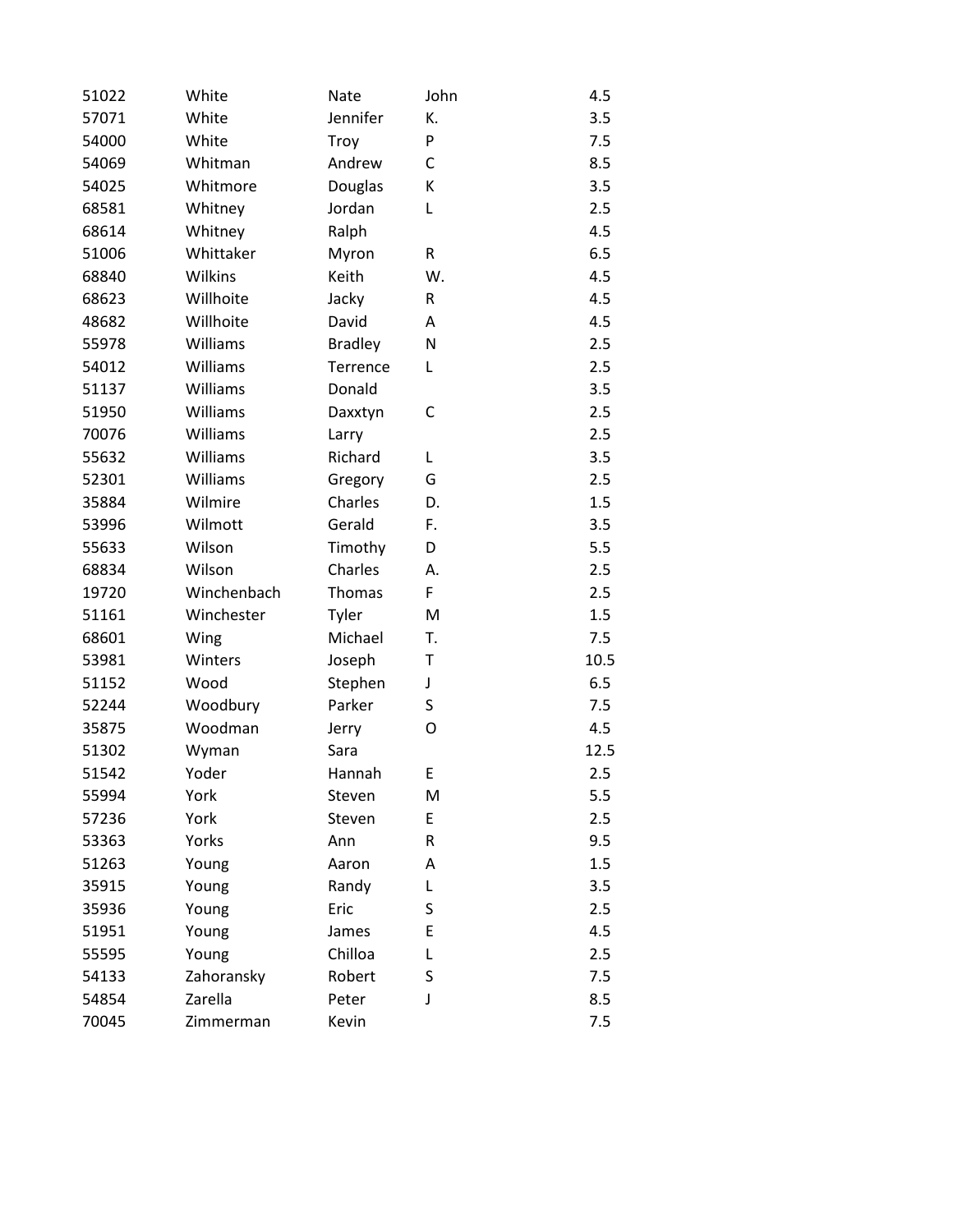| | | | | |
|---|---|---|---|---|
| 51022 | White | Nate | John | 4.5 |
| 57071 | White | Jennifer | K. | 3.5 |
| 54000 | White | Troy | P | 7.5 |
| 54069 | Whitman | Andrew | C | 8.5 |
| 54025 | Whitmore | Douglas | K | 3.5 |
| 68581 | Whitney | Jordan | L | 2.5 |
| 68614 | Whitney | Ralph | | 4.5 |
| 51006 | Whittaker | Myron | R | 6.5 |
| 68840 | Wilkins | Keith | W. | 4.5 |
| 68623 | Willhoite | Jacky | R | 4.5 |
| 48682 | Willhoite | David | A | 4.5 |
| 55978 | Williams | Bradley | N | 2.5 |
| 54012 | Williams | Terrence | L | 2.5 |
| 51137 | Williams | Donald | | 3.5 |
| 51950 | Williams | Daxxtyn | C | 2.5 |
| 70076 | Williams | Larry | | 2.5 |
| 55632 | Williams | Richard | L | 3.5 |
| 52301 | Williams | Gregory | G | 2.5 |
| 35884 | Wilmire | Charles | D. | 1.5 |
| 53996 | Wilmott | Gerald | F. | 3.5 |
| 55633 | Wilson | Timothy | D | 5.5 |
| 68834 | Wilson | Charles | A. | 2.5 |
| 19720 | Winchenbach | Thomas | F | 2.5 |
| 51161 | Winchester | Tyler | M | 1.5 |
| 68601 | Wing | Michael | T. | 7.5 |
| 53981 | Winters | Joseph | T | 10.5 |
| 51152 | Wood | Stephen | J | 6.5 |
| 52244 | Woodbury | Parker | S | 7.5 |
| 35875 | Woodman | Jerry | O | 4.5 |
| 51302 | Wyman | Sara | | 12.5 |
| 51542 | Yoder | Hannah | E | 2.5 |
| 55994 | York | Steven | M | 5.5 |
| 57236 | York | Steven | E | 2.5 |
| 53363 | Yorks | Ann | R | 9.5 |
| 51263 | Young | Aaron | A | 1.5 |
| 35915 | Young | Randy | L | 3.5 |
| 35936 | Young | Eric | S | 2.5 |
| 51951 | Young | James | E | 4.5 |
| 55595 | Young | Chilloa | L | 2.5 |
| 54133 | Zahoransky | Robert | S | 7.5 |
| 54854 | Zarella | Peter | J | 8.5 |
| 70045 | Zimmerman | Kevin | | 7.5 |